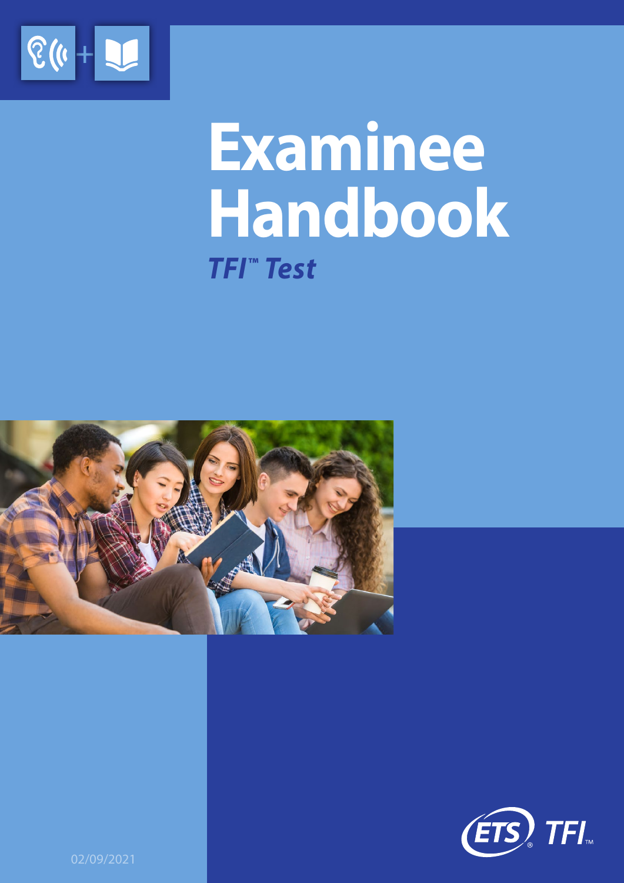# Examinee Handbook

***TFI™ Test***

ETS® TFI™

02/09/2021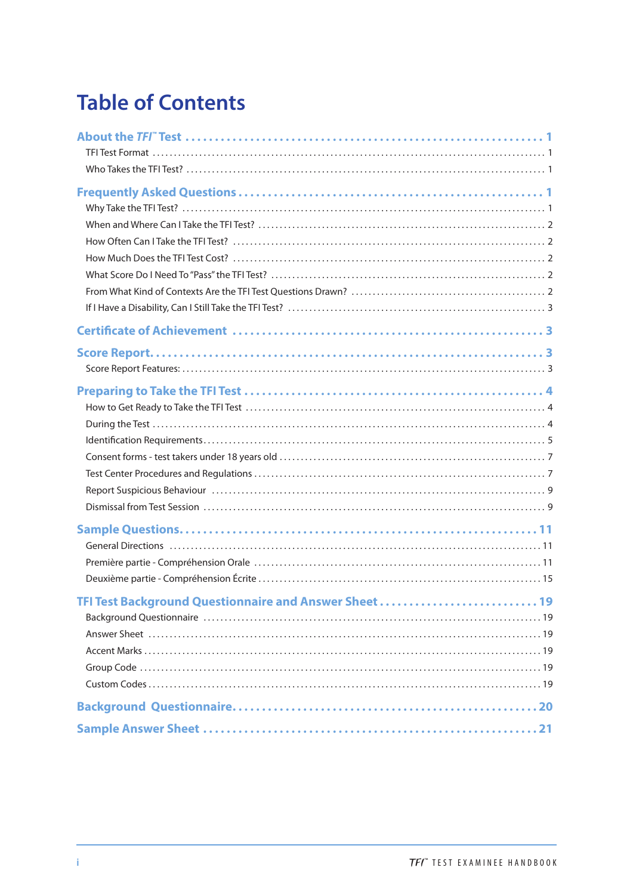# Table of Contents

**About the *TFI*™ Test** . . . . . . . . . . 1
- TFI Test Format . . . . . . . . . . 1
- Who Takes the TFI Test? . . . . . . . . . . 1

**Frequently Asked Questions** . . . . . . . . . . 1
- Why Take the TFI Test? . . . . . . . . . . 1
- When and Where Can I Take the TFI Test? . . . . . . . . . . 2
- How Often Can I Take the TFI Test? . . . . . . . . . . 2
- How Much Does the TFI Test Cost? . . . . . . . . . . 2
- What Score Do I Need To "Pass" the TFI Test? . . . . . . . . . . 2
- From What Kind of Contexts Are the TFI Test Questions Drawn? . . . . . . . . . . 2
- If I Have a Disability, Can I Still Take the TFI Test? . . . . . . . . . . 3

**Certificate of Achievement** . . . . . . . . . . 3

**Score Report** . . . . . . . . . . 3
- Score Report Features: . . . . . . . . . . 3

**Preparing to Take the TFI Test** . . . . . . . . . . 4
- How to Get Ready to Take the TFI Test . . . . . . . . . . 4
- During the Test . . . . . . . . . . 4
- Identification Requirements . . . . . . . . . . 5
- Consent forms - test takers under 18 years old . . . . . . . . . . 7
- Test Center Procedures and Regulations . . . . . . . . . . 7
- Report Suspicious Behaviour . . . . . . . . . . 9
- Dismissal from Test Session . . . . . . . . . . 9

**Sample Questions** . . . . . . . . . . 11
- General Directions . . . . . . . . . . 11
- Première partie - Compréhension Orale . . . . . . . . . . 11
- Deuxième partie - Compréhension Écrite . . . . . . . . . . 15

**TFI Test Background Questionnaire and Answer Sheet** . . . . . . . . . . 19
- Background Questionnaire . . . . . . . . . . 19
- Answer Sheet . . . . . . . . . . 19
- Accent Marks . . . . . . . . . . 19
- Group Code . . . . . . . . . . 19
- Custom Codes . . . . . . . . . . 19

**Background Questionnaire** . . . . . . . . . . 20

**Sample Answer Sheet** . . . . . . . . . . 21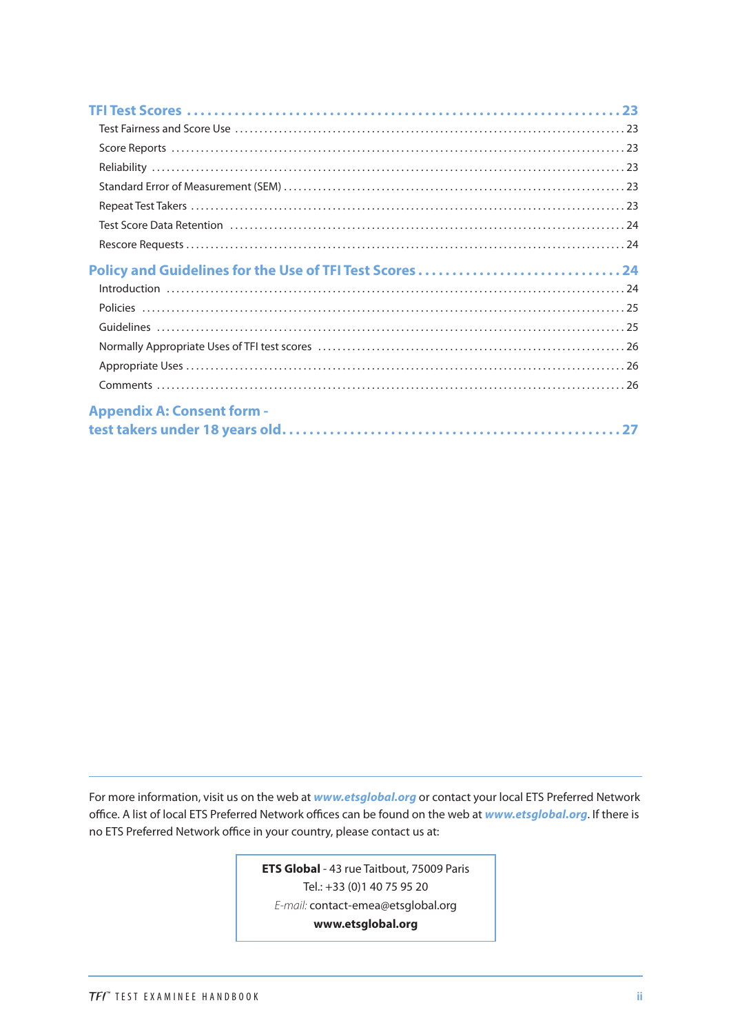**TFI Test Scores** ..... 23

- Test Fairness and Score Use ..... 23
- Score Reports ..... 23
- Reliability ..... 23
- Standard Error of Measurement (SEM) ..... 23
- Repeat Test Takers ..... 23
- Test Score Data Retention ..... 24
- Rescore Requests ..... 24

**Policy and Guidelines for the Use of TFI Test Scores** ..... 24

- Introduction ..... 24
- Policies ..... 25
- Guidelines ..... 25
- Normally Appropriate Uses of TFI test scores ..... 26
- Appropriate Uses ..... 26
- Comments ..... 26

**Appendix A: Consent form - test takers under 18 years old** ..... 27

---

For more information, visit us on the web at ***www.etsglobal.org*** or contact your local ETS Preferred Network office. A list of local ETS Preferred Network offices can be found on the web at ***www.etsglobal.org***. If there is no ETS Preferred Network office in your country, please contact us at:

**ETS Global** - 43 rue Taitbout, 75009 Paris
Tel.: +33 (0)1 40 75 95 20
*E-mail:* contact-emea@etsglobal.org
**www.etsglobal.org**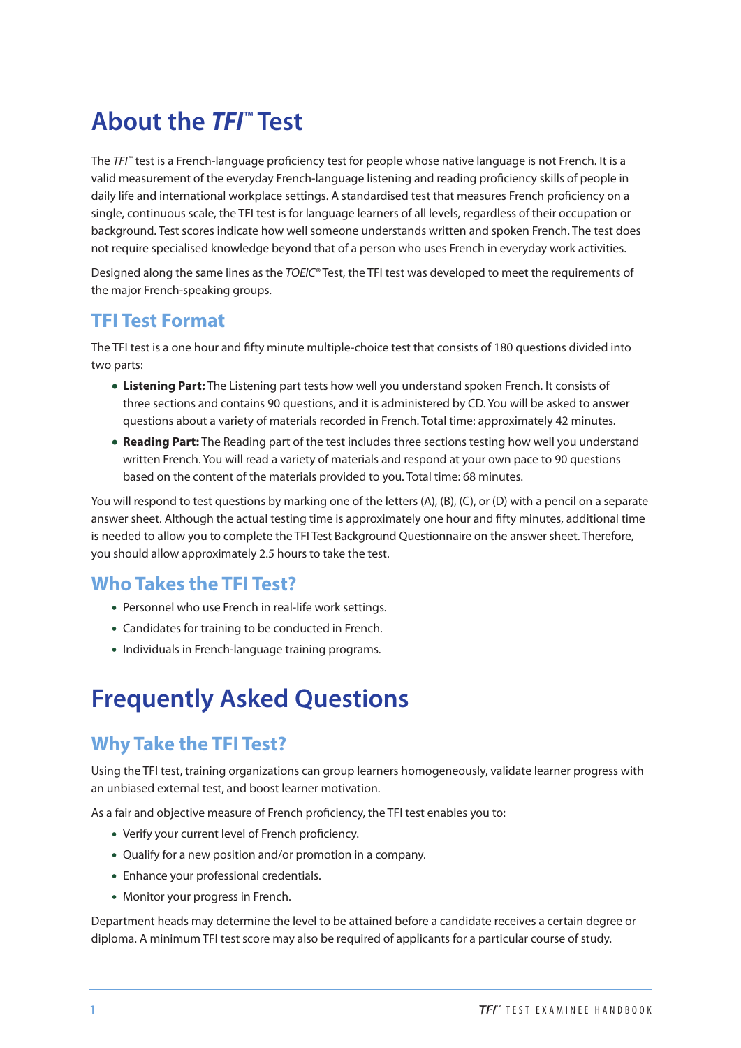# About the *TFI*™ Test

The *TFI*™ test is a French-language proficiency test for people whose native language is not French. It is a valid measurement of the everyday French-language listening and reading proficiency skills of people in daily life and international workplace settings. A standardised test that measures French proficiency on a single, continuous scale, the TFI test is for language learners of all levels, regardless of their occupation or background. Test scores indicate how well someone understands written and spoken French. The test does not require specialised knowledge beyond that of a person who uses French in everyday work activities.

Designed along the same lines as the *TOEIC*® Test, the TFI test was developed to meet the requirements of the major French-speaking groups.

## TFI Test Format

The TFI test is a one hour and fifty minute multiple-choice test that consists of 180 questions divided into two parts:

- **Listening Part:** The Listening part tests how well you understand spoken French. It consists of three sections and contains 90 questions, and it is administered by CD. You will be asked to answer questions about a variety of materials recorded in French. Total time: approximately 42 minutes.
- **Reading Part:** The Reading part of the test includes three sections testing how well you understand written French. You will read a variety of materials and respond at your own pace to 90 questions based on the content of the materials provided to you. Total time: 68 minutes.

You will respond to test questions by marking one of the letters (A), (B), (C), or (D) with a pencil on a separate answer sheet. Although the actual testing time is approximately one hour and fifty minutes, additional time is needed to allow you to complete the TFI Test Background Questionnaire on the answer sheet. Therefore, you should allow approximately 2.5 hours to take the test.

## Who Takes the TFI Test?

- Personnel who use French in real-life work settings.
- Candidates for training to be conducted in French.
- Individuals in French-language training programs.

# Frequently Asked Questions

## Why Take the TFI Test?

Using the TFI test, training organizations can group learners homogeneously, validate learner progress with an unbiased external test, and boost learner motivation.

As a fair and objective measure of French proficiency, the TFI test enables you to:

- Verify your current level of French proficiency.
- Qualify for a new position and/or promotion in a company.
- Enhance your professional credentials.
- Monitor your progress in French.

Department heads may determine the level to be attained before a candidate receives a certain degree or diploma. A minimum TFI test score may also be required of applicants for a particular course of study.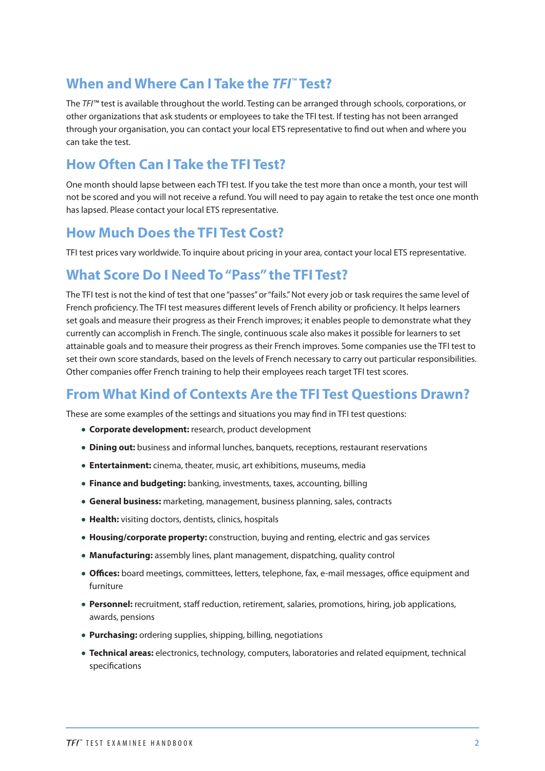## When and Where Can I Take the *TFI*™ Test?

The *TFI*™ test is available throughout the world. Testing can be arranged through schools, corporations, or other organizations that ask students or employees to take the TFI test. If testing has not been arranged through your organisation, you can contact your local ETS representative to find out when and where you can take the test.

## How Often Can I Take the TFI Test?

One month should lapse between each TFI test. If you take the test more than once a month, your test will not be scored and you will not receive a refund. You will need to pay again to retake the test once one month has lapsed. Please contact your local ETS representative.

## How Much Does the TFI Test Cost?

TFI test prices vary worldwide. To inquire about pricing in your area, contact your local ETS representative.

## What Score Do I Need To "Pass" the TFI Test?

The TFI test is not the kind of test that one "passes" or "fails." Not every job or task requires the same level of French proficiency. The TFI test measures different levels of French ability or proficiency. It helps learners set goals and measure their progress as their French improves; it enables people to demonstrate what they currently can accomplish in French. The single, continuous scale also makes it possible for learners to set attainable goals and to measure their progress as their French improves. Some companies use the TFI test to set their own score standards, based on the levels of French necessary to carry out particular responsibilities. Other companies offer French training to help their employees reach target TFI test scores.

## From What Kind of Contexts Are the TFI Test Questions Drawn?

These are some examples of the settings and situations you may find in TFI test questions:

- **Corporate development:** research, product development
- **Dining out:** business and informal lunches, banquets, receptions, restaurant reservations
- **Entertainment:** cinema, theater, music, art exhibitions, museums, media
- **Finance and budgeting:** banking, investments, taxes, accounting, billing
- **General business:** marketing, management, business planning, sales, contracts
- **Health:** visiting doctors, dentists, clinics, hospitals
- **Housing/corporate property:** construction, buying and renting, electric and gas services
- **Manufacturing:** assembly lines, plant management, dispatching, quality control
- **Offices:** board meetings, committees, letters, telephone, fax, e-mail messages, office equipment and furniture
- **Personnel:** recruitment, staff reduction, retirement, salaries, promotions, hiring, job applications, awards, pensions
- **Purchasing:** ordering supplies, shipping, billing, negotiations
- **Technical areas:** electronics, technology, computers, laboratories and related equipment, technical specifications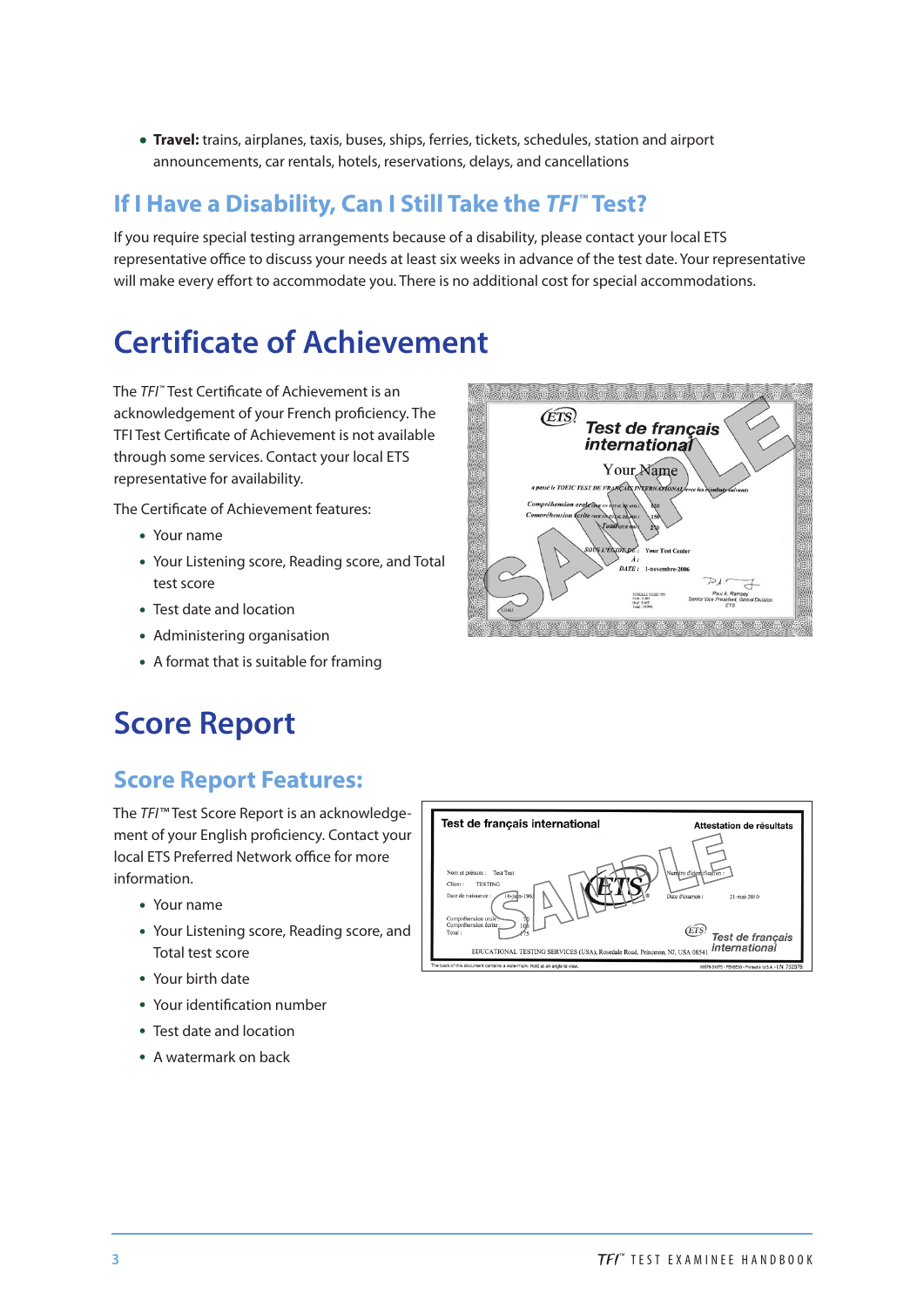- **Travel:** trains, airplanes, taxis, buses, ships, ferries, tickets, schedules, station and airport announcements, car rentals, hotels, reservations, delays, and cancellations

## If I Have a Disability, Can I Still Take the *TFI*™ Test?

If you require special testing arrangements because of a disability, please contact your local ETS representative office to discuss your needs at least six weeks in advance of the test date. Your representative will make every effort to accommodate you. There is no additional cost for special accommodations.

# Certificate of Achievement

The *TFI*™ Test Certificate of Achievement is an acknowledgement of your French proficiency. The TFI Test Certificate of Achievement is not available through some services. Contact your local ETS representative for availability.

The Certificate of Achievement features:

- Your name
- Your Listening score, Reading score, and Total test score
- Test date and location
- Administering organisation
- A format that is suitable for framing

# Score Report

## Score Report Features:

The *TFI*™ Test Score Report is an acknowledgement of your English proficiency. Contact your local ETS Preferred Network office for more information.

- Your name
- Your Listening score, Reading score, and Total test score
- Your birth date
- Your identification number
- Test date and location
- A watermark on back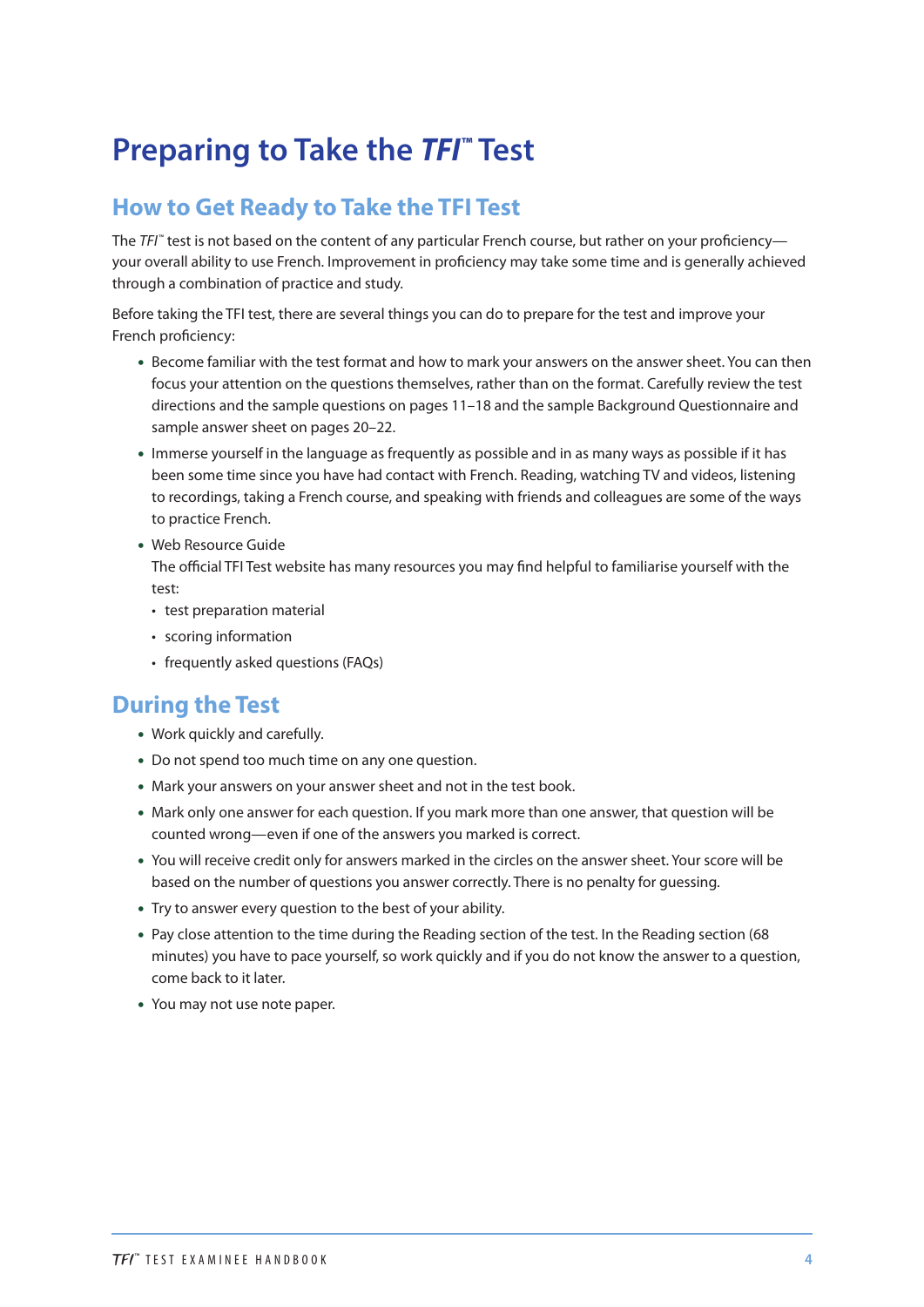# Preparing to Take the *TFI*™ Test

## How to Get Ready to Take the TFI Test

The *TFI*™ test is not based on the content of any particular French course, but rather on your proficiency—your overall ability to use French. Improvement in proficiency may take some time and is generally achieved through a combination of practice and study.

Before taking the TFI test, there are several things you can do to prepare for the test and improve your French proficiency:

- Become familiar with the test format and how to mark your answers on the answer sheet. You can then focus your attention on the questions themselves, rather than on the format. Carefully review the test directions and the sample questions on pages 11–18 and the sample Background Questionnaire and sample answer sheet on pages 20–22.
- Immerse yourself in the language as frequently as possible and in as many ways as possible if it has been some time since you have had contact with French. Reading, watching TV and videos, listening to recordings, taking a French course, and speaking with friends and colleagues are some of the ways to practice French.
- Web Resource Guide
  The official TFI Test website has many resources you may find helpful to familiarise yourself with the test:
  - test preparation material
  - scoring information
  - frequently asked questions (FAQs)

## During the Test

- Work quickly and carefully.
- Do not spend too much time on any one question.
- Mark your answers on your answer sheet and not in the test book.
- Mark only one answer for each question. If you mark more than one answer, that question will be counted wrong—even if one of the answers you marked is correct.
- You will receive credit only for answers marked in the circles on the answer sheet. Your score will be based on the number of questions you answer correctly. There is no penalty for guessing.
- Try to answer every question to the best of your ability.
- Pay close attention to the time during the Reading section of the test. In the Reading section (68 minutes) you have to pace yourself, so work quickly and if you do not know the answer to a question, come back to it later.
- You may not use note paper.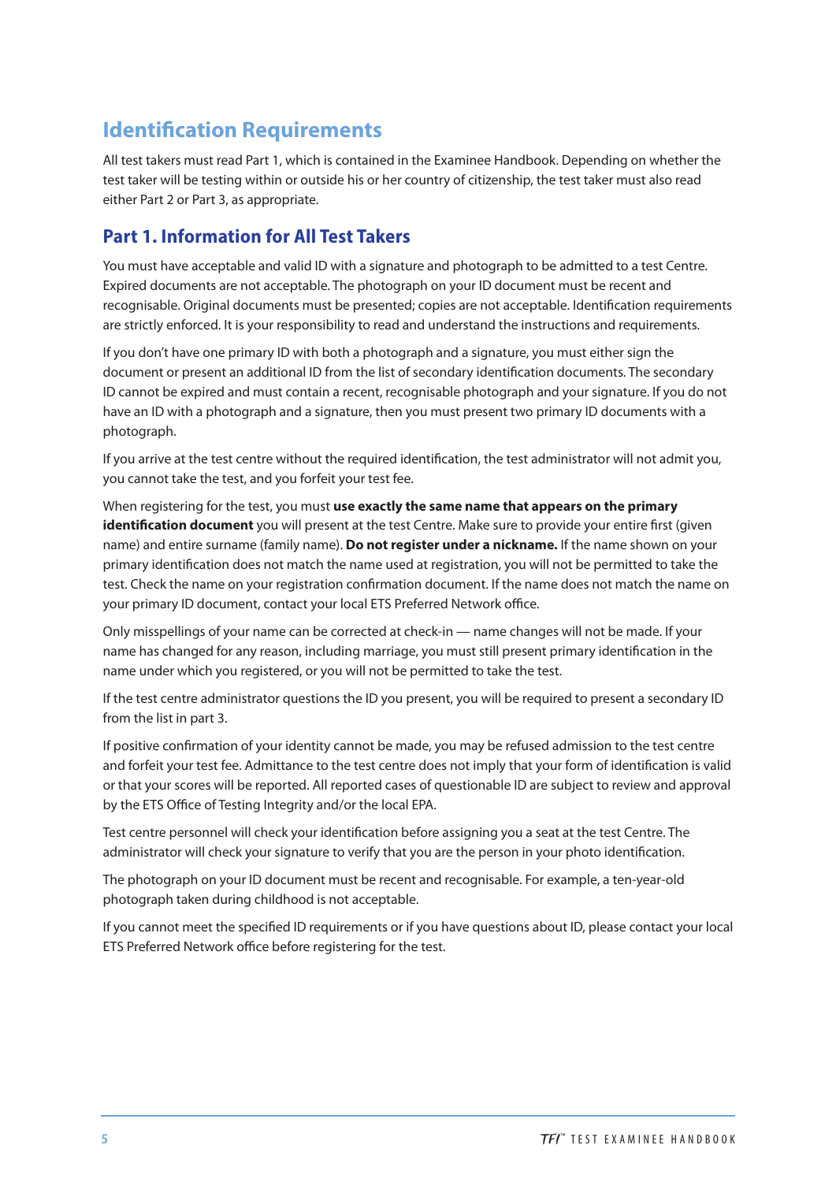# Identification Requirements

All test takers must read Part 1, which is contained in the Examinee Handbook. Depending on whether the test taker will be testing within or outside his or her country of citizenship, the test taker must also read either Part 2 or Part 3, as appropriate.

## Part 1. Information for All Test Takers

You must have acceptable and valid ID with a signature and photograph to be admitted to a test Centre. Expired documents are not acceptable. The photograph on your ID document must be recent and recognisable. Original documents must be presented; copies are not acceptable. Identification requirements are strictly enforced. It is your responsibility to read and understand the instructions and requirements.

If you don't have one primary ID with both a photograph and a signature, you must either sign the document or present an additional ID from the list of secondary identification documents. The secondary ID cannot be expired and must contain a recent, recognisable photograph and your signature. If you do not have an ID with a photograph and a signature, then you must present two primary ID documents with a photograph.

If you arrive at the test centre without the required identification, the test administrator will not admit you, you cannot take the test, and you forfeit your test fee.

When registering for the test, you must **use exactly the same name that appears on the primary identification document** you will present at the test Centre. Make sure to provide your entire first (given name) and entire surname (family name). **Do not register under a nickname.** If the name shown on your primary identification does not match the name used at registration, you will not be permitted to take the test. Check the name on your registration confirmation document. If the name does not match the name on your primary ID document, contact your local ETS Preferred Network office.

Only misspellings of your name can be corrected at check-in — name changes will not be made. If your name has changed for any reason, including marriage, you must still present primary identification in the name under which you registered, or you will not be permitted to take the test.

If the test centre administrator questions the ID you present, you will be required to present a secondary ID from the list in part 3.

If positive confirmation of your identity cannot be made, you may be refused admission to the test centre and forfeit your test fee. Admittance to the test centre does not imply that your form of identification is valid or that your scores will be reported. All reported cases of questionable ID are subject to review and approval by the ETS Office of Testing Integrity and/or the local EPA.

Test centre personnel will check your identification before assigning you a seat at the test Centre. The administrator will check your signature to verify that you are the person in your photo identification.

The photograph on your ID document must be recent and recognisable. For example, a ten-year-old photograph taken during childhood is not acceptable.

If you cannot meet the specified ID requirements or if you have questions about ID, please contact your local ETS Preferred Network office before registering for the test.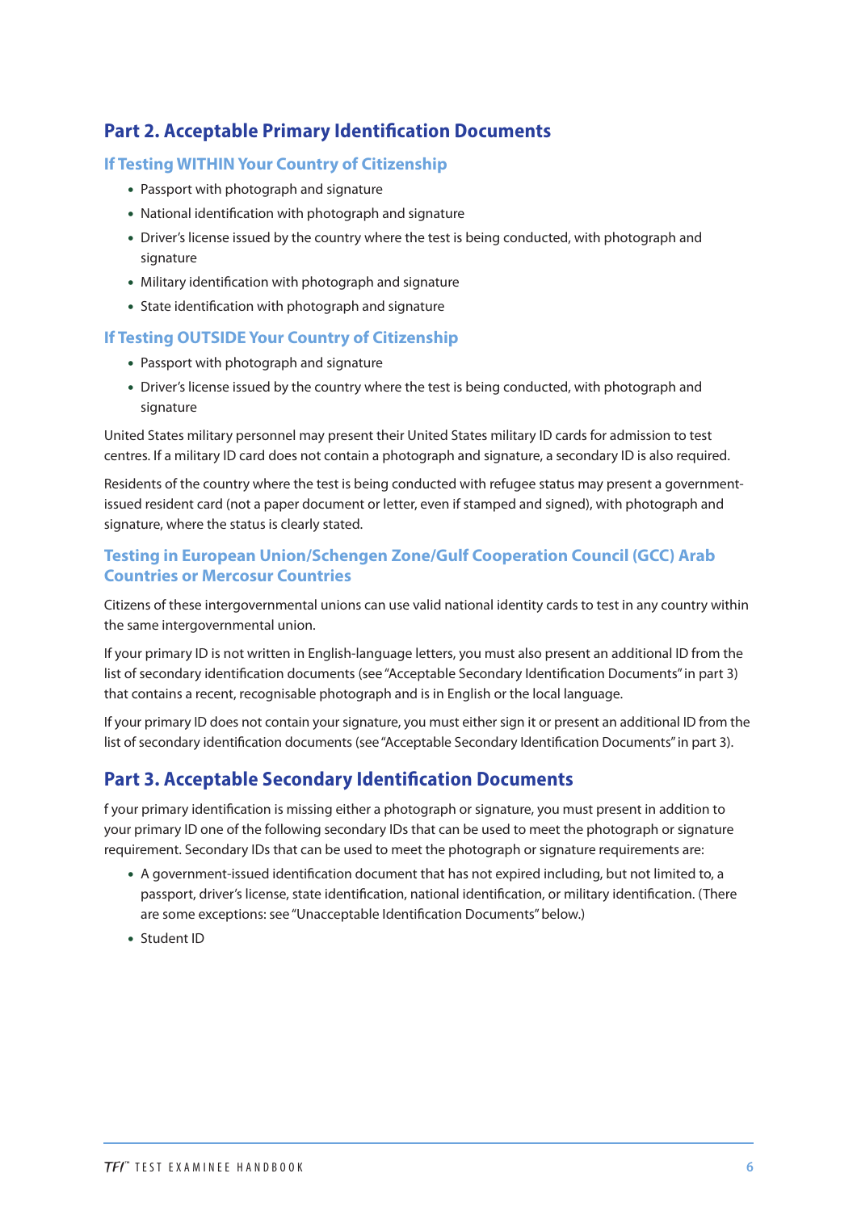## Part 2. Acceptable Primary Identification Documents

### If Testing WITHIN Your Country of Citizenship

- Passport with photograph and signature
- National identification with photograph and signature
- Driver's license issued by the country where the test is being conducted, with photograph and signature
- Military identification with photograph and signature
- State identification with photograph and signature

### If Testing OUTSIDE Your Country of Citizenship

- Passport with photograph and signature
- Driver's license issued by the country where the test is being conducted, with photograph and signature

United States military personnel may present their United States military ID cards for admission to test centres. If a military ID card does not contain a photograph and signature, a secondary ID is also required.

Residents of the country where the test is being conducted with refugee status may present a government-issued resident card (not a paper document or letter, even if stamped and signed), with photograph and signature, where the status is clearly stated.

### Testing in European Union/Schengen Zone/Gulf Cooperation Council (GCC) Arab Countries or Mercosur Countries

Citizens of these intergovernmental unions can use valid national identity cards to test in any country within the same intergovernmental union.

If your primary ID is not written in English-language letters, you must also present an additional ID from the list of secondary identification documents (see "Acceptable Secondary Identification Documents" in part 3) that contains a recent, recognisable photograph and is in English or the local language.

If your primary ID does not contain your signature, you must either sign it or present an additional ID from the list of secondary identification documents (see "Acceptable Secondary Identification Documents" in part 3).

## Part 3. Acceptable Secondary Identification Documents

f your primary identification is missing either a photograph or signature, you must present in addition to your primary ID one of the following secondary IDs that can be used to meet the photograph or signature requirement. Secondary IDs that can be used to meet the photograph or signature requirements are:

- A government-issued identification document that has not expired including, but not limited to, a passport, driver's license, state identification, national identification, or military identification. (There are some exceptions: see "Unacceptable Identification Documents" below.)
- Student ID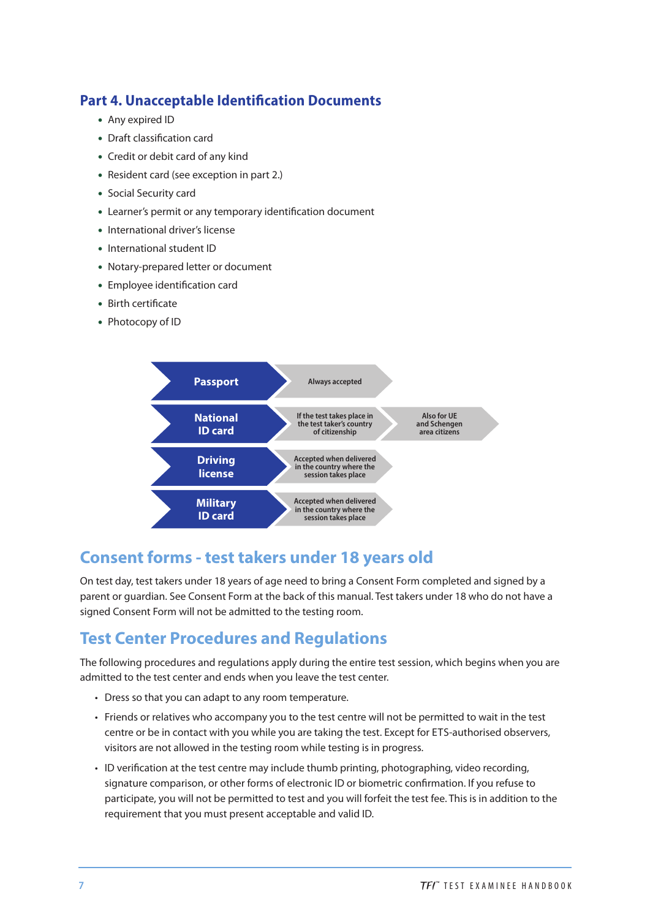## Part 4. Unacceptable Identification Documents

- Any expired ID
- Draft classification card
- Credit or debit card of any kind
- Resident card (see exception in part 2.)
- Social Security card
- Learner's permit or any temporary identification document
- International driver's license
- International student ID
- Notary-prepared letter or document
- Employee identification card
- Birth certificate
- Photocopy of ID

| ID | Condition | |
|---|---|---|
| **Passport** | Always accepted | |
| **National ID card** | If the test takes place in the test taker's country of citizenship | Also for UE and Schengen area citizens |
| **Driving license** | Accepted when delivered in the country where the session takes place | |
| **Military ID card** | Accepted when delivered in the country where the session takes place | |

## Consent forms - test takers under 18 years old

On test day, test takers under 18 years of age need to bring a Consent Form completed and signed by a parent or guardian. See Consent Form at the back of this manual. Test takers under 18 who do not have a signed Consent Form will not be admitted to the testing room.

## Test Center Procedures and Regulations

The following procedures and regulations apply during the entire test session, which begins when you are admitted to the test center and ends when you leave the test center.

- Dress so that you can adapt to any room temperature.
- Friends or relatives who accompany you to the test centre will not be permitted to wait in the test centre or be in contact with you while you are taking the test. Except for ETS-authorised observers, visitors are not allowed in the testing room while testing is in progress.
- ID verification at the test centre may include thumb printing, photographing, video recording, signature comparison, or other forms of electronic ID or biometric confirmation. If you refuse to participate, you will not be permitted to test and you will forfeit the test fee. This is in addition to the requirement that you must present acceptable and valid ID.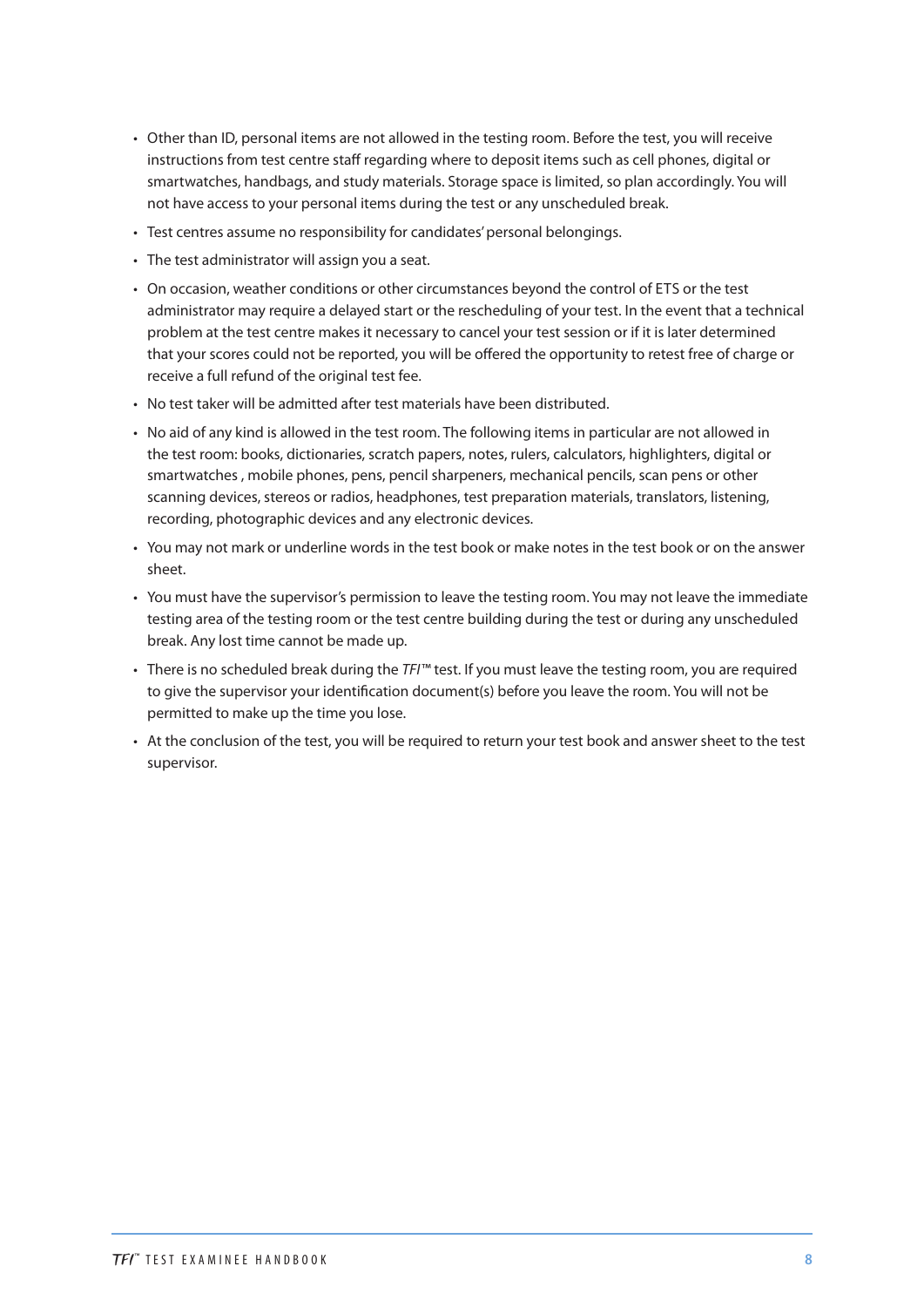- Other than ID, personal items are not allowed in the testing room. Before the test, you will receive instructions from test centre staff regarding where to deposit items such as cell phones, digital or smartwatches, handbags, and study materials. Storage space is limited, so plan accordingly. You will not have access to your personal items during the test or any unscheduled break.
- Test centres assume no responsibility for candidates' personal belongings.
- The test administrator will assign you a seat.
- On occasion, weather conditions or other circumstances beyond the control of ETS or the test administrator may require a delayed start or the rescheduling of your test. In the event that a technical problem at the test centre makes it necessary to cancel your test session or if it is later determined that your scores could not be reported, you will be offered the opportunity to retest free of charge or receive a full refund of the original test fee.
- No test taker will be admitted after test materials have been distributed.
- No aid of any kind is allowed in the test room. The following items in particular are not allowed in the test room: books, dictionaries, scratch papers, notes, rulers, calculators, highlighters, digital or smartwatches , mobile phones, pens, pencil sharpeners, mechanical pencils, scan pens or other scanning devices, stereos or radios, headphones, test preparation materials, translators, listening, recording, photographic devices and any electronic devices.
- You may not mark or underline words in the test book or make notes in the test book or on the answer sheet.
- You must have the supervisor's permission to leave the testing room. You may not leave the immediate testing area of the testing room or the test centre building during the test or during any unscheduled break. Any lost time cannot be made up.
- There is no scheduled break during the *TFI*™ test. If you must leave the testing room, you are required to give the supervisor your identification document(s) before you leave the room. You will not be permitted to make up the time you lose.
- At the conclusion of the test, you will be required to return your test book and answer sheet to the test supervisor.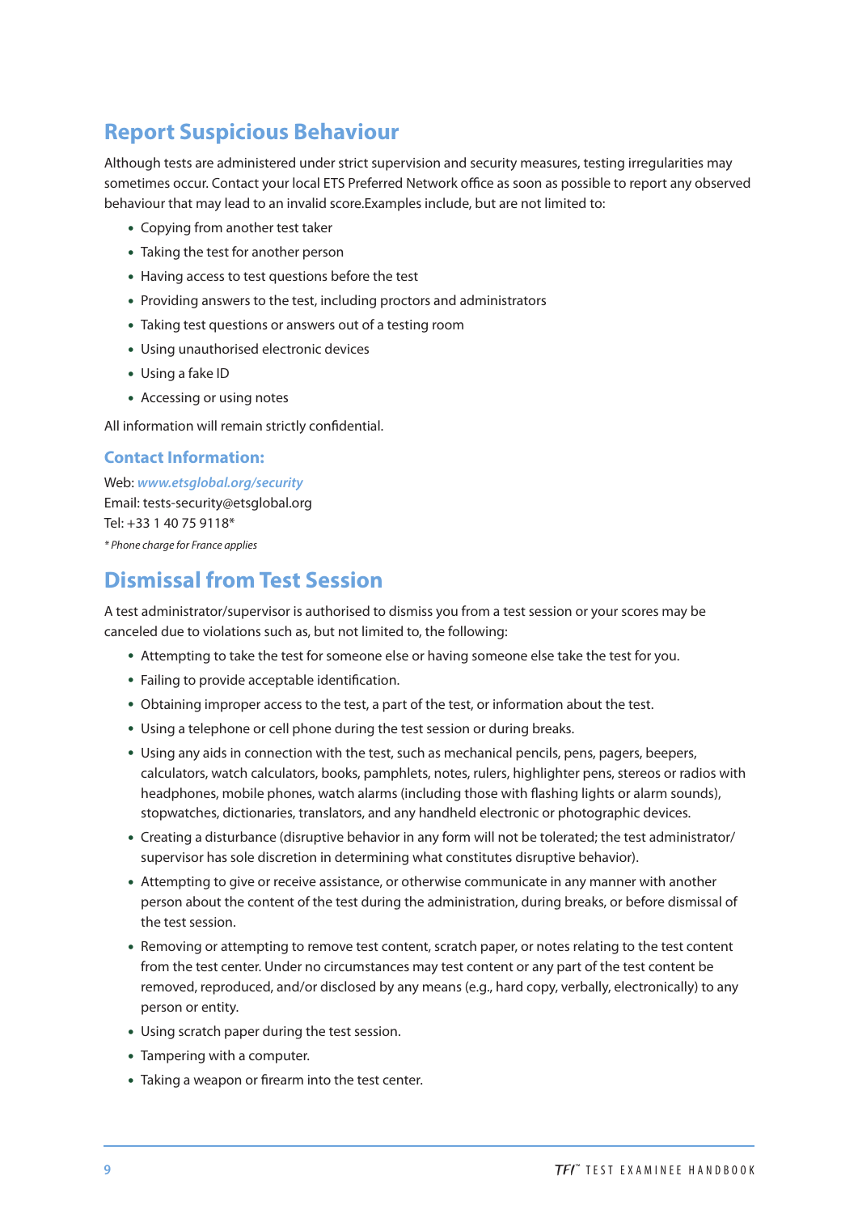## Report Suspicious Behaviour

Although tests are administered under strict supervision and security measures, testing irregularities may sometimes occur. Contact your local ETS Preferred Network office as soon as possible to report any observed behaviour that may lead to an invalid score.Examples include, but are not limited to:

- Copying from another test taker
- Taking the test for another person
- Having access to test questions before the test
- Providing answers to the test, including proctors and administrators
- Taking test questions or answers out of a testing room
- Using unauthorised electronic devices
- Using a fake ID
- Accessing or using notes

All information will remain strictly confidential.

### Contact Information:

Web: *www.etsglobal.org/security*
Email: tests-security@etsglobal.org
Tel: +33 1 40 75 9118*
*\* Phone charge for France applies*

## Dismissal from Test Session

A test administrator/supervisor is authorised to dismiss you from a test session or your scores may be canceled due to violations such as, but not limited to, the following:

- Attempting to take the test for someone else or having someone else take the test for you.
- Failing to provide acceptable identification.
- Obtaining improper access to the test, a part of the test, or information about the test.
- Using a telephone or cell phone during the test session or during breaks.
- Using any aids in connection with the test, such as mechanical pencils, pens, pagers, beepers, calculators, watch calculators, books, pamphlets, notes, rulers, highlighter pens, stereos or radios with headphones, mobile phones, watch alarms (including those with flashing lights or alarm sounds), stopwatches, dictionaries, translators, and any handheld electronic or photographic devices.
- Creating a disturbance (disruptive behavior in any form will not be tolerated; the test administrator/supervisor has sole discretion in determining what constitutes disruptive behavior).
- Attempting to give or receive assistance, or otherwise communicate in any manner with another person about the content of the test during the administration, during breaks, or before dismissal of the test session.
- Removing or attempting to remove test content, scratch paper, or notes relating to the test content from the test center. Under no circumstances may test content or any part of the test content be removed, reproduced, and/or disclosed by any means (e.g., hard copy, verbally, electronically) to any person or entity.
- Using scratch paper during the test session.
- Tampering with a computer.
- Taking a weapon or firearm into the test center.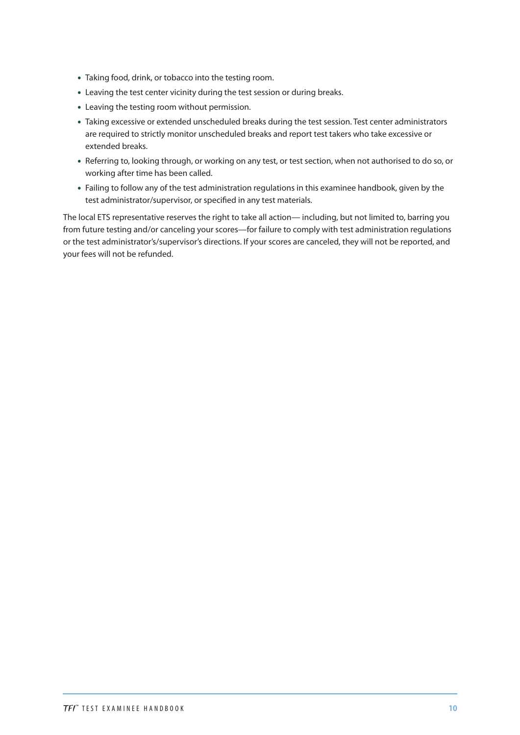- Taking food, drink, or tobacco into the testing room.
- Leaving the test center vicinity during the test session or during breaks.
- Leaving the testing room without permission.
- Taking excessive or extended unscheduled breaks during the test session. Test center administrators are required to strictly monitor unscheduled breaks and report test takers who take excessive or extended breaks.
- Referring to, looking through, or working on any test, or test section, when not authorised to do so, or working after time has been called.
- Failing to follow any of the test administration regulations in this examinee handbook, given by the test administrator/supervisor, or specified in any test materials.

The local ETS representative reserves the right to take all action— including, but not limited to, barring you from future testing and/or canceling your scores—for failure to comply with test administration regulations or the test administrator's/supervisor's directions. If your scores are canceled, they will not be reported, and your fees will not be refunded.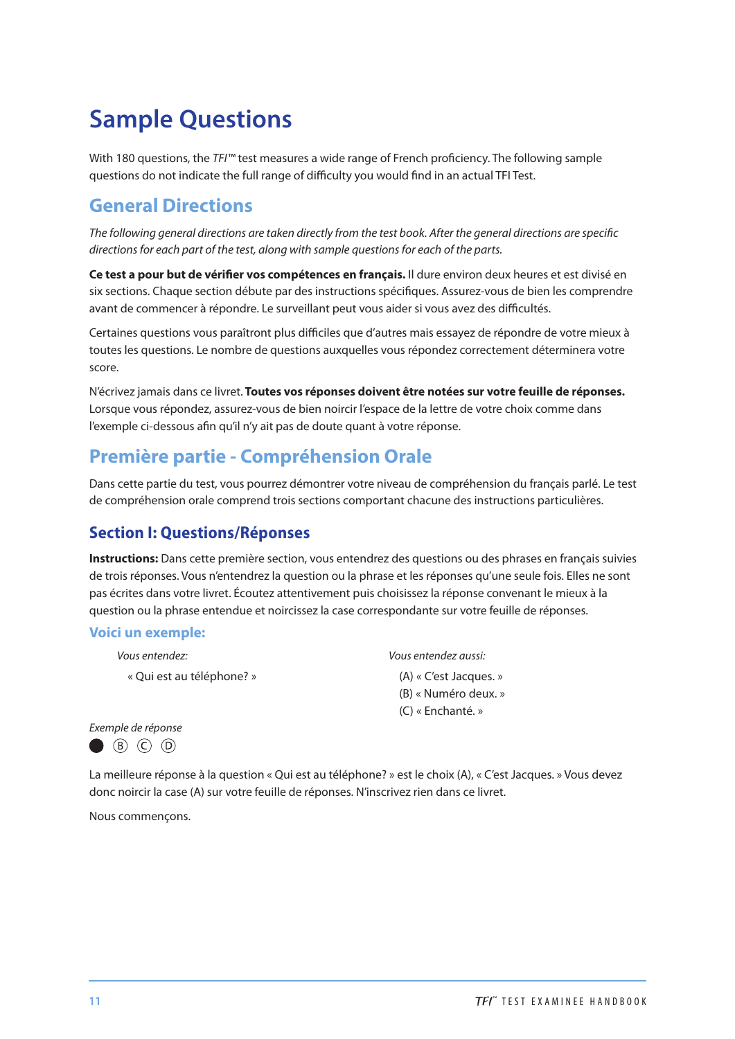# Sample Questions

With 180 questions, the *TFI*™ test measures a wide range of French proficiency. The following sample questions do not indicate the full range of difficulty you would find in an actual TFI Test.

## General Directions

*The following general directions are taken directly from the test book. After the general directions are specific directions for each part of the test, along with sample questions for each of the parts.*

**Ce test a pour but de vérifier vos compétences en français.** Il dure environ deux heures et est divisé en six sections. Chaque section débute par des instructions spécifiques. Assurez-vous de bien les comprendre avant de commencer à répondre. Le surveillant peut vous aider si vous avez des difficultés.

Certaines questions vous paraîtront plus difficiles que d'autres mais essayez de répondre de votre mieux à toutes les questions. Le nombre de questions auxquelles vous répondez correctement déterminera votre score.

N'écrivez jamais dans ce livret. **Toutes vos réponses doivent être notées sur votre feuille de réponses.** Lorsque vous répondez, assurez-vous de bien noircir l'espace de la lettre de votre choix comme dans l'exemple ci-dessous afin qu'il n'y ait pas de doute quant à votre réponse.

## Première partie - Compréhension Orale

Dans cette partie du test, vous pourrez démontrer votre niveau de compréhension du français parlé. Le test de compréhension orale comprend trois sections comportant chacune des instructions particulières.

### Section I: Questions/Réponses

**Instructions:** Dans cette première section, vous entendrez des questions ou des phrases en français suivies de trois réponses. Vous n'entendrez la question ou la phrase et les réponses qu'une seule fois. Elles ne sont pas écrites dans votre livret. Écoutez attentivement puis choisissez la réponse convenant le mieux à la question ou la phrase entendue et noircissez la case correspondante sur votre feuille de réponses.

#### Voici un exemple:

*Vous entendez:*

« Qui est au téléphone? »

*Vous entendez aussi:*

(A) « C'est Jacques. »
(B) « Numéro deux. »
(C) « Enchanté. »

*Exemple de réponse*

● Ⓑ Ⓒ Ⓓ

La meilleure réponse à la question « Qui est au téléphone? » est le choix (A), « C'est Jacques. » Vous devez donc noircir la case (A) sur votre feuille de réponses. N'inscrivez rien dans ce livret.

Nous commençons.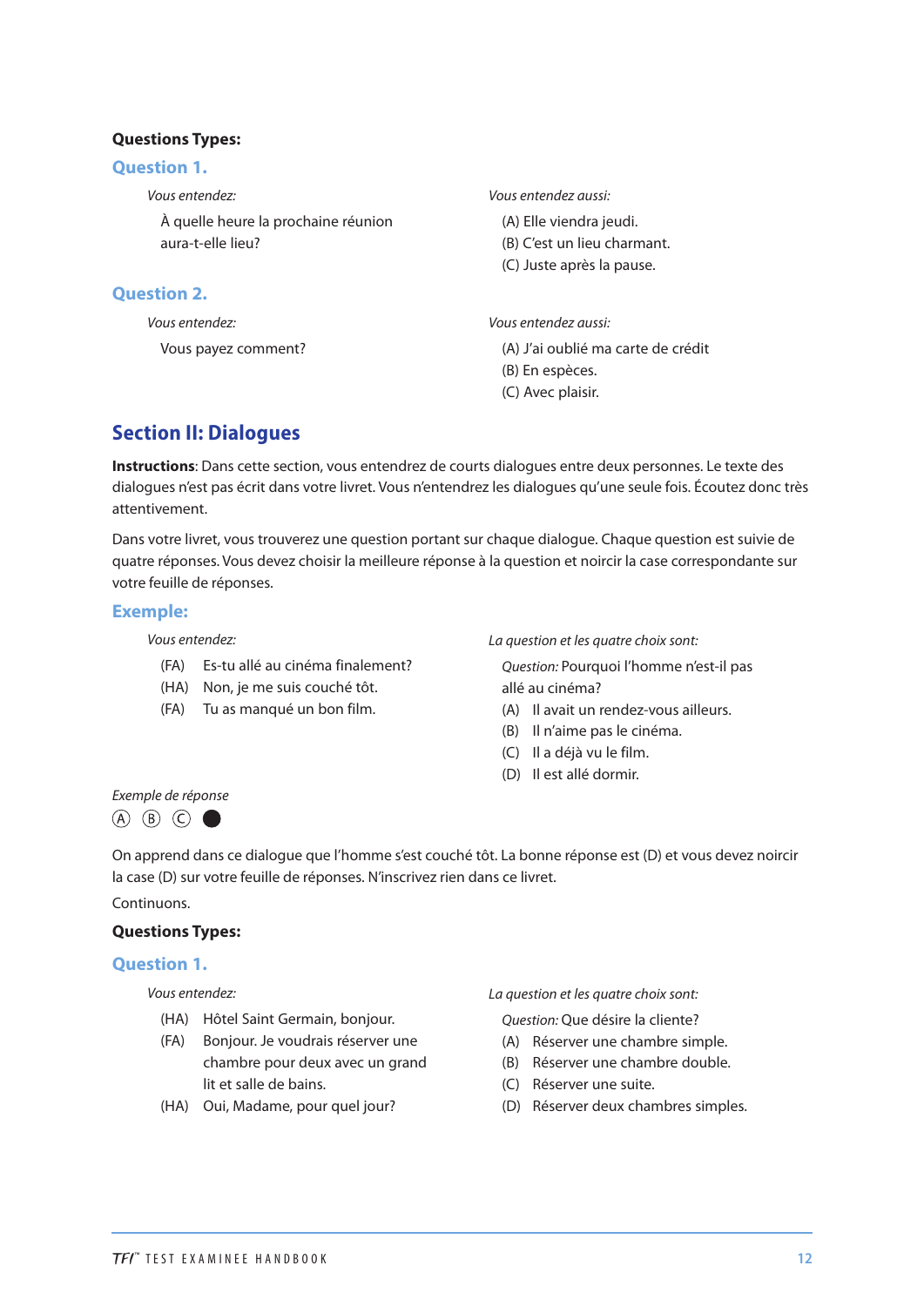**Questions Types:**

### Question 1.

*Vous entendez:*

À quelle heure la prochaine réunion aura-t-elle lieu?

*Vous entendez aussi:*

(A) Elle viendra jeudi.
(B) C'est un lieu charmant.
(C) Juste après la pause.

### Question 2.

*Vous entendez:*

Vous payez comment?

*Vous entendez aussi:*

(A) J'ai oublié ma carte de crédit
(B) En espèces.
(C) Avec plaisir.

## Section II: Dialogues

**Instructions**: Dans cette section, vous entendrez de courts dialogues entre deux personnes. Le texte des dialogues n'est pas écrit dans votre livret. Vous n'entendrez les dialogues qu'une seule fois. Écoutez donc très attentivement.

Dans votre livret, vous trouverez une question portant sur chaque dialogue. Chaque question est suivie de quatre réponses. Vous devez choisir la meilleure réponse à la question et noircir la case correspondante sur votre feuille de réponses.

### Exemple:

*Vous entendez:*

(FA) Es-tu allé au cinéma finalement?
(HA) Non, je me suis couché tôt.
(FA) Tu as manqué un bon film.

*La question et les quatre choix sont:*

*Question:* Pourquoi l'homme n'est-il pas allé au cinéma?
(A) Il avait un rendez-vous ailleurs.
(B) Il n'aime pas le cinéma.
(C) Il a déjà vu le film.
(D) Il est allé dormir.

*Exemple de réponse*

Ⓐ Ⓑ Ⓒ ●

On apprend dans ce dialogue que l'homme s'est couché tôt. La bonne réponse est (D) et vous devez noircir la case (D) sur votre feuille de réponses. N'inscrivez rien dans ce livret.

Continuons.

**Questions Types:**

### Question 1.

*Vous entendez:*

(HA) Hôtel Saint Germain, bonjour.
(FA) Bonjour. Je voudrais réserver une chambre pour deux avec un grand lit et salle de bains.
(HA) Oui, Madame, pour quel jour?

*La question et les quatre choix sont:*

*Question:* Que désire la cliente?
(A) Réserver une chambre simple.
(B) Réserver une chambre double.
(C) Réserver une suite.
(D) Réserver deux chambres simples.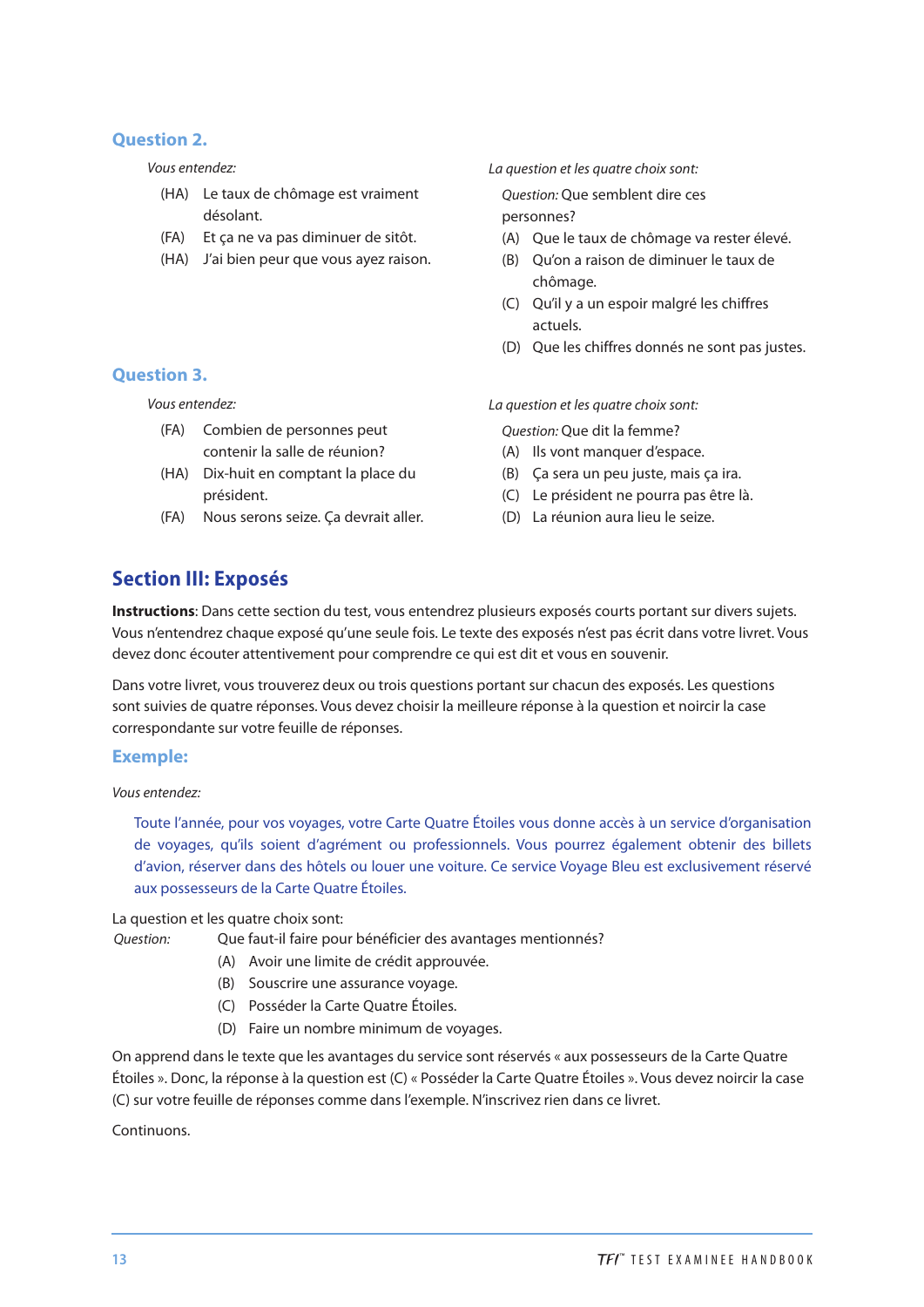### Question 2.

*Vous entendez:*

(HA) Le taux de chômage est vraiment désolant.
(FA) Et ça ne va pas diminuer de sitôt.
(HA) J'ai bien peur que vous ayez raison.

*La question et les quatre choix sont:*

*Question:* Que semblent dire ces personnes?

(A) Que le taux de chômage va rester élevé.
(B) Qu'on a raison de diminuer le taux de chômage.
(C) Qu'il y a un espoir malgré les chiffres actuels.
(D) Que les chiffres donnés ne sont pas justes.

### Question 3.

*Vous entendez:*

(FA) Combien de personnes peut contenir la salle de réunion?
(HA) Dix-huit en comptant la place du président.
(FA) Nous serons seize. Ça devrait aller.

*La question et les quatre choix sont:*

*Question:* Que dit la femme?

(A) Ils vont manquer d'espace.
(B) Ça sera un peu juste, mais ça ira.
(C) Le président ne pourra pas être là.
(D) La réunion aura lieu le seize.

## Section III: Exposés

**Instructions**: Dans cette section du test, vous entendrez plusieurs exposés courts portant sur divers sujets. Vous n'entendrez chaque exposé qu'une seule fois. Le texte des exposés n'est pas écrit dans votre livret. Vous devez donc écouter attentivement pour comprendre ce qui est dit et vous en souvenir.

Dans votre livret, vous trouverez deux ou trois questions portant sur chacun des exposés. Les questions sont suivies de quatre réponses. Vous devez choisir la meilleure réponse à la question et noircir la case correspondante sur votre feuille de réponses.

### Exemple:

*Vous entendez:*

Toute l'année, pour vos voyages, votre Carte Quatre Étoiles vous donne accès à un service d'organisation de voyages, qu'ils soient d'agrément ou professionnels. Vous pourrez également obtenir des billets d'avion, réserver dans des hôtels ou louer une voiture. Ce service Voyage Bleu est exclusivement réservé aux possesseurs de la Carte Quatre Étoiles.

La question et les quatre choix sont:

*Question:* Que faut-il faire pour bénéficier des avantages mentionnés?

(A) Avoir une limite de crédit approuvée.
(B) Souscrire une assurance voyage.
(C) Posséder la Carte Quatre Étoiles.
(D) Faire un nombre minimum de voyages.

On apprend dans le texte que les avantages du service sont réservés « aux possesseurs de la Carte Quatre Étoiles ». Donc, la réponse à la question est (C) « Posséder la Carte Quatre Étoiles ». Vous devez noircir la case (C) sur votre feuille de réponses comme dans l'exemple. N'inscrivez rien dans ce livret.

Continuons.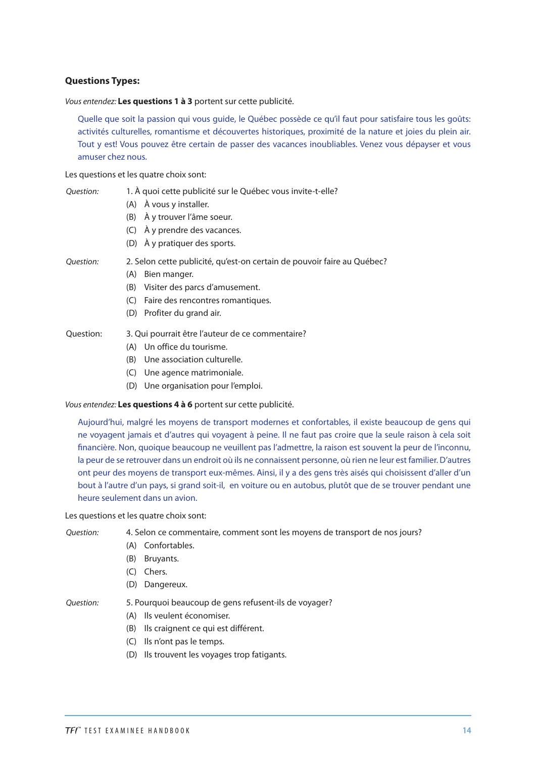**Questions Types:**

*Vous entendez:* **Les questions 1 à 3** portent sur cette publicité.

> Quelle que soit la passion qui vous guide, le Québec possède ce qu'il faut pour satisfaire tous les goûts: activités culturelles, romantisme et découvertes historiques, proximité de la nature et joies du plein air. Tout y est! Vous pouvez être certain de passer des vacances inoubliables. Venez vous dépayser et vous amuser chez nous.

Les questions et les quatre choix sont:

*Question:* 1. À quoi cette publicité sur le Québec vous invite-t-elle?

- (A) À vous y installer.
- (B) À y trouver l'âme soeur.
- (C) À y prendre des vacances.
- (D) À y pratiquer des sports.

*Question:* 2. Selon cette publicité, qu'est-on certain de pouvoir faire au Québec?

- (A) Bien manger.
- (B) Visiter des parcs d'amusement.
- (C) Faire des rencontres romantiques.
- (D) Profiter du grand air.

Question: 3. Qui pourrait être l'auteur de ce commentaire?

- (A) Un office du tourisme.
- (B) Une association culturelle.
- (C) Une agence matrimoniale.
- (D) Une organisation pour l'emploi.

*Vous entendez:* **Les questions 4 à 6** portent sur cette publicité.

> Aujourd'hui, malgré les moyens de transport modernes et confortables, il existe beaucoup de gens qui ne voyagent jamais et d'autres qui voyagent à peine. Il ne faut pas croire que la seule raison à cela soit financière. Non, quoique beaucoup ne veuillent pas l'admettre, la raison est souvent la peur de l'inconnu, la peur de se retrouver dans un endroit où ils ne connaissent personne, où rien ne leur est familier. D'autres ont peur des moyens de transport eux-mêmes. Ainsi, il y a des gens très aisés qui choisissent d'aller d'un bout à l'autre d'un pays, si grand soit-il, en voiture ou en autobus, plutôt que de se trouver pendant une heure seulement dans un avion.

Les questions et les quatre choix sont:

*Question:* 4. Selon ce commentaire, comment sont les moyens de transport de nos jours?

- (A) Confortables.
- (B) Bruyants.
- (C) Chers.
- (D) Dangereux.

*Question:* 5. Pourquoi beaucoup de gens refusent-ils de voyager?

- (A) Ils veulent économiser.
- (B) Ils craignent ce qui est différent.
- (C) Ils n'ont pas le temps.
- (D) Ils trouvent les voyages trop fatigants.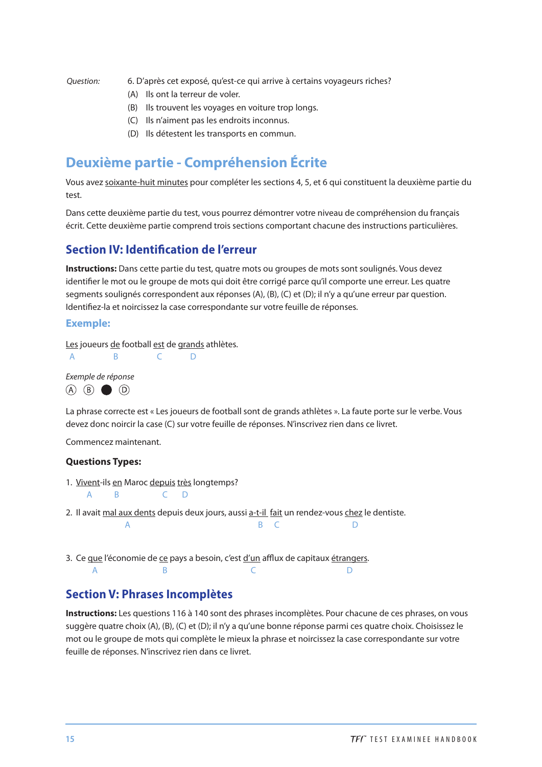*Question:* 6. D'après cet exposé, qu'est-ce qui arrive à certains voyageurs riches?

(A) Ils ont la terreur de voler.
(B) Ils trouvent les voyages en voiture trop longs.
(C) Ils n'aiment pas les endroits inconnus.
(D) Ils détestent les transports en commun.

# Deuxième partie - Compréhension Écrite

Vous avez <u>soixante-huit minutes</u> pour compléter les sections 4, 5, et 6 qui constituent la deuxième partie du test.

Dans cette deuxième partie du test, vous pourrez démontrer votre niveau de compréhension du français écrit. Cette deuxième partie comprend trois sections comportant chacune des instructions particulières.

## Section IV: Identification de l'erreur

**Instructions:** Dans cette partie du test, quatre mots ou groupes de mots sont soulignés. Vous devez identifier le mot ou le groupe de mots qui doit être corrigé parce qu'il comporte une erreur. Les quatre segments soulignés correspondent aux réponses (A), (B), (C) et (D); il n'y a qu'une erreur par question. Identifiez-la et noircissez la case correspondante sur votre feuille de réponses.

### Exemple:

<u>Les</u> joueurs <u>de</u> football <u>est</u> de <u>grands</u> athlètes.
A B C D

*Exemple de réponse*

Ⓐ Ⓑ ● Ⓓ

La phrase correcte est « Les joueurs de football sont de grands athlètes ». La faute porte sur le verbe. Vous devez donc noircir la case (C) sur votre feuille de réponses. N'inscrivez rien dans ce livret.

Commencez maintenant.

**Questions Types:**

1. <u>Vivent</u>-ils <u>en</u> Maroc <u>depuis</u> <u>très</u> longtemps?
 A B C D

2. Il avait <u>mal aux dents</u> depuis deux jours, aussi <u>a-t-il</u> <u>fait</u> un rendez-vous <u>chez</u> le dentiste.
 A B C D

3. Ce <u>que</u> l'économie de <u>ce</u> pays a besoin, c'est <u>d'un</u> afflux de capitaux <u>étrangers</u>.
 A B C D

## Section V: Phrases Incomplètes

**Instructions:** Les questions 116 à 140 sont des phrases incomplètes. Pour chacune de ces phrases, on vous suggère quatre choix (A), (B), (C) et (D); il n'y a qu'une bonne réponse parmi ces quatre choix. Choisissez le mot ou le groupe de mots qui complète le mieux la phrase et noircissez la case correspondante sur votre feuille de réponses. N'inscrivez rien dans ce livret.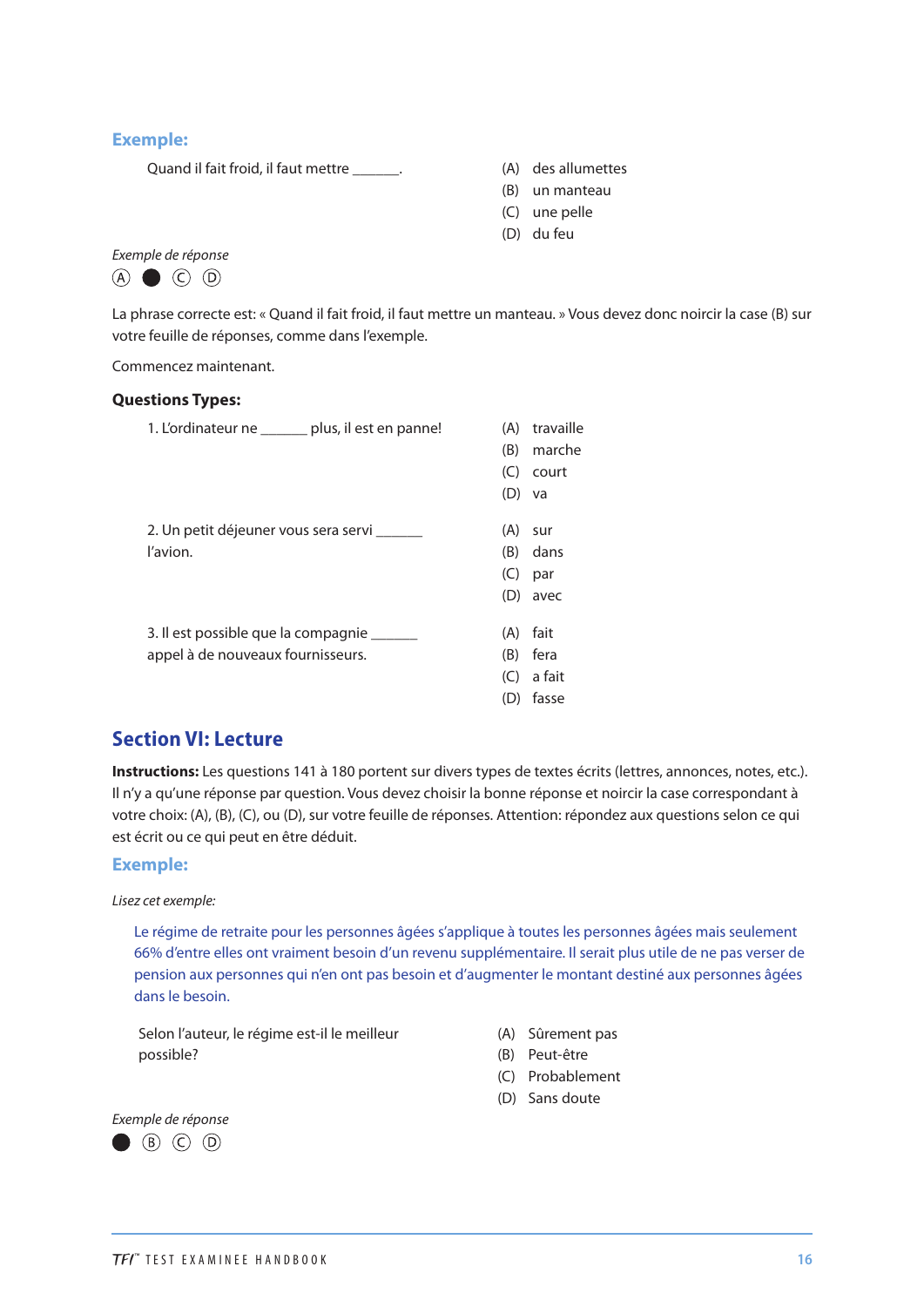**Exemple:**

Quand il fait froid, il faut mettre ______.

(A) des allumettes
(B) un manteau
(C) une pelle
(D) du feu

*Exemple de réponse*

Ⓐ ● Ⓒ Ⓓ

La phrase correcte est: « Quand il fait froid, il faut mettre un manteau. » Vous devez donc noircir la case (B) sur votre feuille de réponses, comme dans l'exemple.

Commencez maintenant.

**Questions Types:**

1. L'ordinateur ne ______ plus, il est en panne!

(A) travaille
(B) marche
(C) court
(D) va

2. Un petit déjeuner vous sera servi ______ l'avion.

(A) sur
(B) dans
(C) par
(D) avec

3. Il est possible que la compagnie ______ appel à de nouveaux fournisseurs.

(A) fait
(B) fera
(C) a fait
(D) fasse

## Section VI: Lecture

**Instructions:** Les questions 141 à 180 portent sur divers types de textes écrits (lettres, annonces, notes, etc.). Il n'y a qu'une réponse par question. Vous devez choisir la bonne réponse et noircir la case correspondant à votre choix: (A), (B), (C), ou (D), sur votre feuille de réponses. Attention: répondez aux questions selon ce qui est écrit ou ce qui peut en être déduit.

**Exemple:**

*Lisez cet exemple:*

Le régime de retraite pour les personnes âgées s'applique à toutes les personnes âgées mais seulement 66% d'entre elles ont vraiment besoin d'un revenu supplémentaire. Il serait plus utile de ne pas verser de pension aux personnes qui n'en ont pas besoin et d'augmenter le montant destiné aux personnes âgées dans le besoin.

Selon l'auteur, le régime est-il le meilleur possible?

(A) Sûrement pas
(B) Peut-être
(C) Probablement
(D) Sans doute

*Exemple de réponse*

● Ⓑ Ⓒ Ⓓ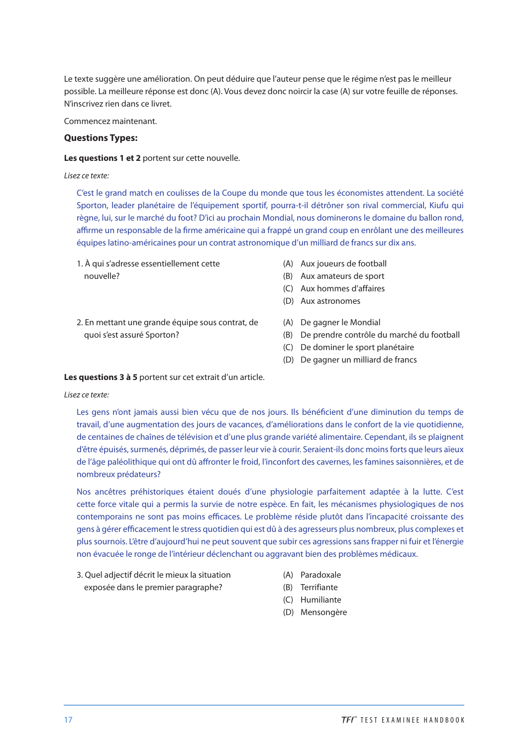Le texte suggère une amélioration. On peut déduire que l'auteur pense que le régime n'est pas le meilleur possible. La meilleure réponse est donc (A). Vous devez donc noircir la case (A) sur votre feuille de réponses. N'inscrivez rien dans ce livret.

Commencez maintenant.

### Questions Types:

**Les questions 1 et 2** portent sur cette nouvelle.

*Lisez ce texte:*

C'est le grand match en coulisses de la Coupe du monde que tous les économistes attendent. La société Sporton, leader planétaire de l'équipement sportif, pourra-t-il détrôner son rival commercial, Kiufu qui règne, lui, sur le marché du foot? D'ici au prochain Mondial, nous dominerons le domaine du ballon rond, affirme un responsable de la firme américaine qui a frappé un grand coup en enrôlant une des meilleures équipes latino-américaines pour un contrat astronomique d'un milliard de francs sur dix ans.

1. À qui s'adresse essentiellement cette nouvelle?

   (A) Aux joueurs de football
   (B) Aux amateurs de sport
   (C) Aux hommes d'affaires
   (D) Aux astronomes

2. En mettant une grande équipe sous contrat, de quoi s'est assuré Sporton?

   (A) De gagner le Mondial
   (B) De prendre contrôle du marché du football
   (C) De dominer le sport planétaire
   (D) De gagner un milliard de francs

**Les questions 3 à 5** portent sur cet extrait d'un article.

*Lisez ce texte:*

Les gens n'ont jamais aussi bien vécu que de nos jours. Ils bénéficient d'une diminution du temps de travail, d'une augmentation des jours de vacances, d'améliorations dans le confort de la vie quotidienne, de centaines de chaînes de télévision et d'une plus grande variété alimentaire. Cependant, ils se plaignent d'être épuisés, surmenés, déprimés, de passer leur vie à courir. Seraient-ils donc moins forts que leurs aïeux de l'âge paléolithique qui ont dû affronter le froid, l'inconfort des cavernes, les famines saisonnières, et de nombreux prédateurs?

Nos ancêtres préhistoriques étaient doués d'une physiologie parfaitement adaptée à la lutte. C'est cette force vitale qui a permis la survie de notre espèce. En fait, les mécanismes physiologiques de nos contemporains ne sont pas moins efficaces. Le problème réside plutôt dans l'incapacité croissante des gens à gérer efficacement le stress quotidien qui est dû à des agresseurs plus nombreux, plus complexes et plus sournois. L'être d'aujourd'hui ne peut souvent que subir ces agressions sans frapper ni fuir et l'énergie non évacuée le ronge de l'intérieur déclenchant ou aggravant bien des problèmes médicaux.

3. Quel adjectif décrit le mieux la situation exposée dans le premier paragraphe?

   (A) Paradoxale
   (B) Terrifiante
   (C) Humiliante
   (D) Mensongère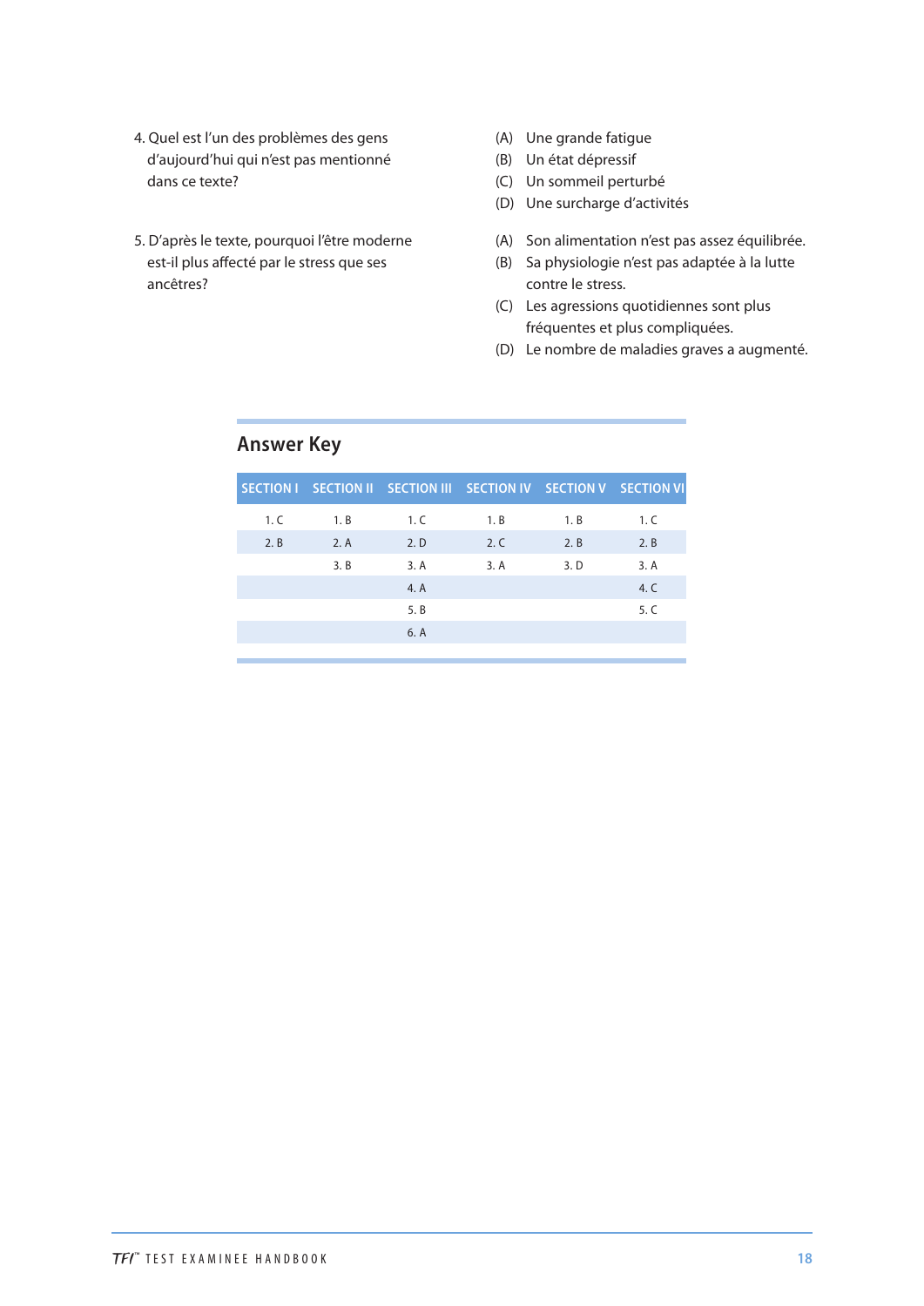4. Quel est l'un des problèmes des gens d'aujourd'hui qui n'est pas mentionné dans ce texte?

(A) Une grande fatigue
(B) Un état dépressif
(C) Un sommeil perturbé
(D) Une surcharge d'activités

5. D'après le texte, pourquoi l'être moderne est-il plus affecté par le stress que ses ancêtres?

(A) Son alimentation n'est pas assez équilibrée.
(B) Sa physiologie n'est pas adaptée à la lutte contre le stress.
(C) Les agressions quotidiennes sont plus fréquentes et plus compliquées.
(D) Le nombre de maladies graves a augmenté.

## Answer Key

| SECTION I | SECTION II | SECTION III | SECTION IV | SECTION V | SECTION VI |
|---|---|---|---|---|---|
| 1. C | 1. B | 1. C | 1. B | 1. B | 1. C |
| 2. B | 2. A | 2. D | 2. C | 2. B | 2. B |
| | 3. B | 3. A | 3. A | 3. D | 3. A |
| | | 4. A | | | 4. C |
| | | 5. B | | | 5. C |
| | | 6. A | | | |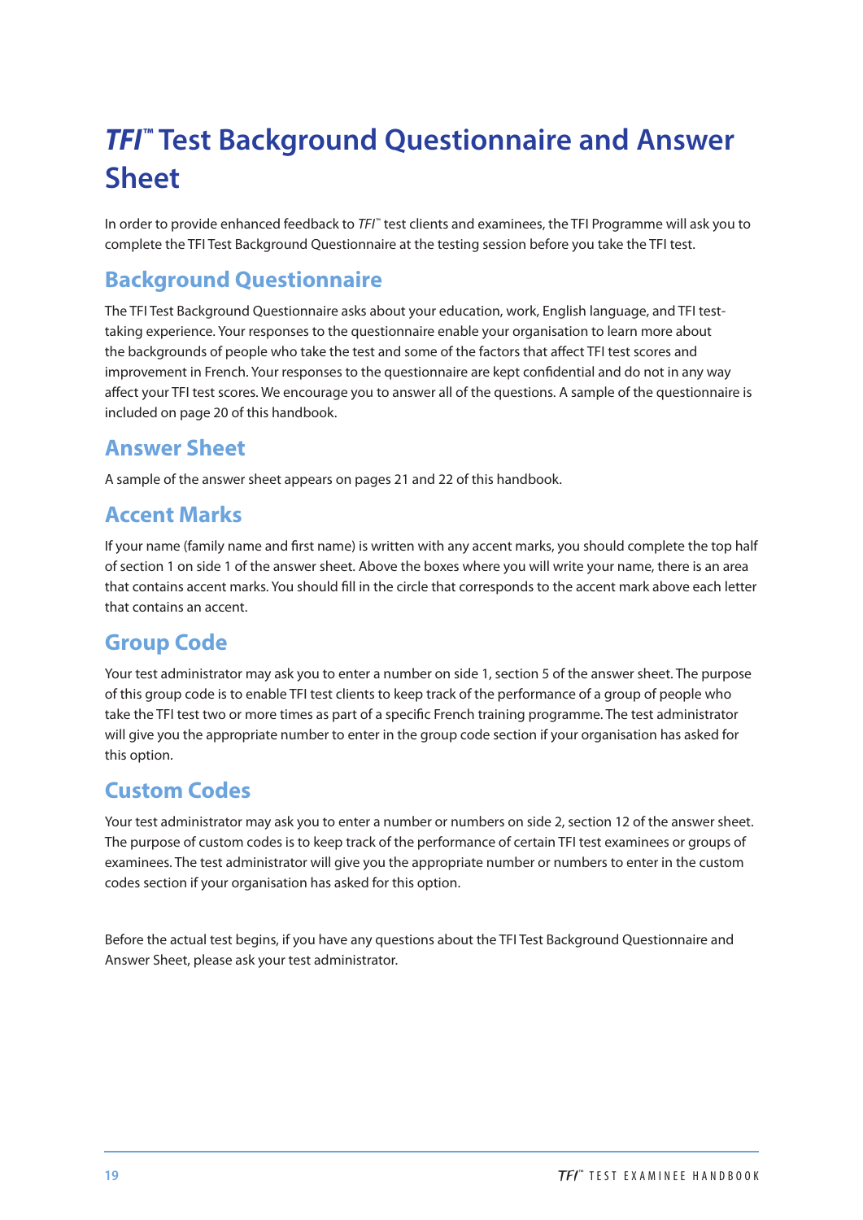# *TFI*™ Test Background Questionnaire and Answer Sheet

In order to provide enhanced feedback to *TFI*™ test clients and examinees, the TFI Programme will ask you to complete the TFI Test Background Questionnaire at the testing session before you take the TFI test.

## Background Questionnaire

The TFI Test Background Questionnaire asks about your education, work, English language, and TFI test-taking experience. Your responses to the questionnaire enable your organisation to learn more about the backgrounds of people who take the test and some of the factors that affect TFI test scores and improvement in French. Your responses to the questionnaire are kept confidential and do not in any way affect your TFI test scores. We encourage you to answer all of the questions. A sample of the questionnaire is included on page 20 of this handbook.

## Answer Sheet

A sample of the answer sheet appears on pages 21 and 22 of this handbook.

## Accent Marks

If your name (family name and first name) is written with any accent marks, you should complete the top half of section 1 on side 1 of the answer sheet. Above the boxes where you will write your name, there is an area that contains accent marks. You should fill in the circle that corresponds to the accent mark above each letter that contains an accent.

## Group Code

Your test administrator may ask you to enter a number on side 1, section 5 of the answer sheet. The purpose of this group code is to enable TFI test clients to keep track of the performance of a group of people who take the TFI test two or more times as part of a specific French training programme. The test administrator will give you the appropriate number to enter in the group code section if your organisation has asked for this option.

## Custom Codes

Your test administrator may ask you to enter a number or numbers on side 2, section 12 of the answer sheet. The purpose of custom codes is to keep track of the performance of certain TFI test examinees or groups of examinees. The test administrator will give you the appropriate number or numbers to enter in the custom codes section if your organisation has asked for this option.

Before the actual test begins, if you have any questions about the TFI Test Background Questionnaire and Answer Sheet, please ask your test administrator.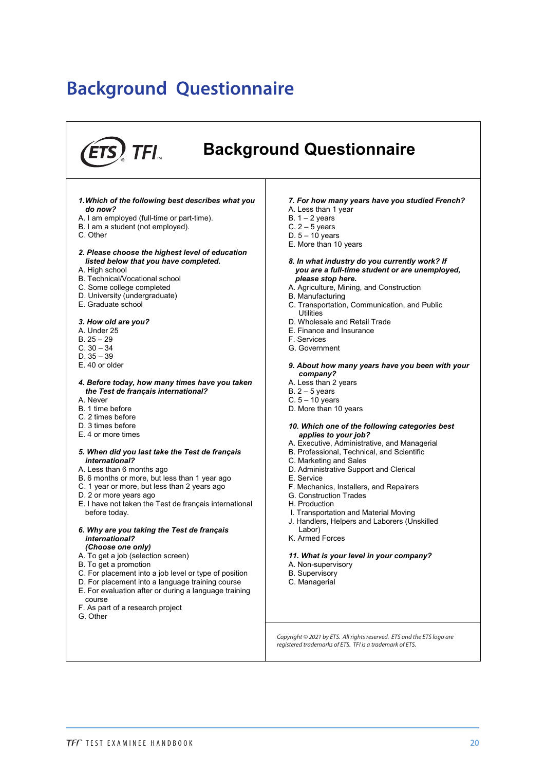# Background Questionnaire

## ETS TFI Background Questionnaire

***1. Which of the following best describes what you do now?***

A. I am employed (full-time or part-time).
B. I am a student (not employed).
C. Other

***2. Please choose the highest level of education listed below that you have completed.***

A. High school
B. Technical/Vocational school
C. Some college completed
D. University (undergraduate)
E. Graduate school

***3. How old are you?***

A. Under 25
B. 25 – 29
C. 30 – 34
D. 35 – 39
E. 40 or older

***4. Before today, how many times have you taken the Test de français international?***

A. Never
B. 1 time before
C. 2 times before
D. 3 times before
E. 4 or more times

***5. When did you last take the Test de français international?***

A. Less than 6 months ago
B. 6 months or more, but less than 1 year ago
C. 1 year or more, but less than 2 years ago
D. 2 or more years ago
E. I have not taken the Test de français international before today.

***6. Why are you taking the Test de français international? (Choose one only)***

A. To get a job (selection screen)
B. To get a promotion
C. For placement into a job level or type of position
D. For placement into a language training course
E. For evaluation after or during a language training course
F. As part of a research project
G. Other

***7. For how many years have you studied French?***

A. Less than 1 year
B. 1 – 2 years
C. 2 – 5 years
D. 5 – 10 years
E. More than 10 years

***8. In what industry do you currently work? If you are a full-time student or are unemployed, please stop here.***

A. Agriculture, Mining, and Construction
B. Manufacturing
C. Transportation, Communication, and Public Utilities
D. Wholesale and Retail Trade
E. Finance and Insurance
F. Services
G. Government

***9. About how many years have you been with your company?***

A. Less than 2 years
B. 2 – 5 years
C. 5 – 10 years
D. More than 10 years

***10. Which one of the following categories best applies to your job?***

A. Executive, Administrative, and Managerial
B. Professional, Technical, and Scientific
C. Marketing and Sales
D. Administrative Support and Clerical
E. Service
F. Mechanics, Installers, and Repairers
G. Construction Trades
H. Production
I. Transportation and Material Moving
J. Handlers, Helpers and Laborers (Unskilled Labor)
K. Armed Forces

***11. What is your level in your company?***

A. Non-supervisory
B. Supervisory
C. Managerial

*Copyright © 2021 by ETS. All rights reserved. ETS and the ETS logo are registered trademarks of ETS. TFI is a trademark of ETS.*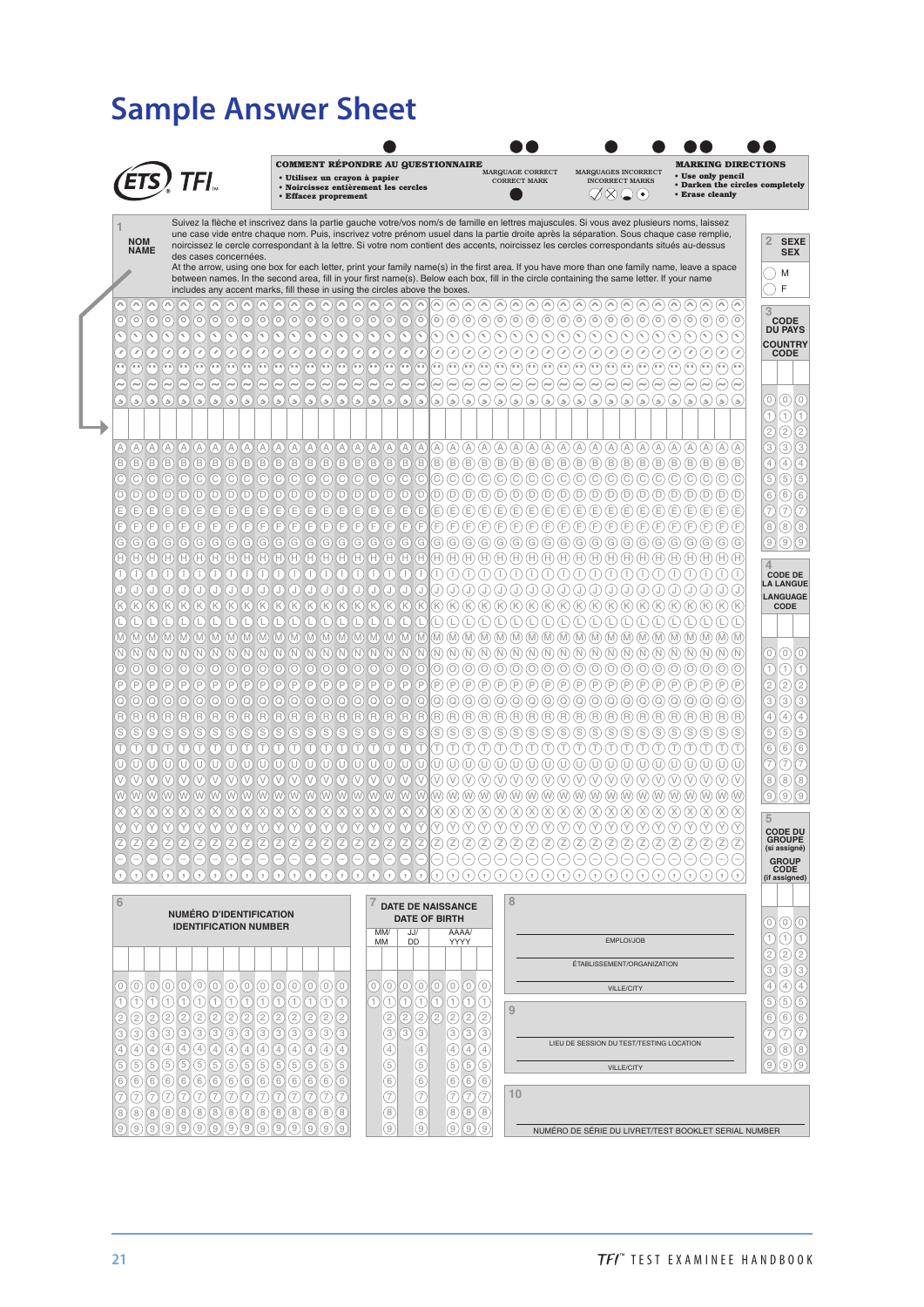# Sample Answer Sheet

ETS TFI™

**COMMENT RÉPONDRE AU QUESTIONNAIRE**
- Utilisez un crayon à papier
- Noircissez entièrement les cercles
- Effacez proprement

MARQUAGE CORRECT / CORRECT MARK

MARQUAGES INCORRECT / INCORRECT MARKS

**MARKING DIRECTIONS**
- Use only pencil
- Darken the circles completely
- Erase cleanly

**1 NOM / NAME**

Suivez la flèche et inscrivez dans la partie gauche votre/vos nom/s de famille en lettres majuscules. Si vous avez plusieurs noms, laissez une case vide entre chaque nom. Puis, inscrivez votre prénom usuel dans la partie droite après la séparation. Sous chaque case remplie, noircissez le cercle correspondant à la lettre. Si votre nom contient des accents, noircissez les cercles correspondants situés au-dessus des cases concernées.

At the arrow, using one box for each letter, print your family name(s) in the first area. If you have more than one family name, leave a space between names. In the second area, fill in your first name(s). Below each box, fill in the circle containing the same letter. If your name includes any accent marks, fill these in using the circles above the boxes.

**2 SEXE / SEX**
- M
- F

**3 CODE DU PAYS / COUNTRY CODE**

**4 CODE DE LA LANGUE / LANGUAGE CODE**

**5 CODE DU GROUPE (si assigné) / GROUP CODE (if assigned)**

**6 NUMÉRO D'IDENTIFICATION / IDENTIFICATION NUMBER**

**7 DATE DE NAISSANCE / DATE OF BIRTH**

MM/ MM | JJ/ DD | AAAA/ YYYY

**8**

EMPLOI/JOB

ÉTABLISSEMENT/ORGANIZATION

VILLE/CITY

**9**

LIEU DE SESSION DU TEST/TESTING LOCATION

VILLE/CITY

**10**

NUMÉRO DE SÉRIE DU LIVRET/TEST BOOKLET SERIAL NUMBER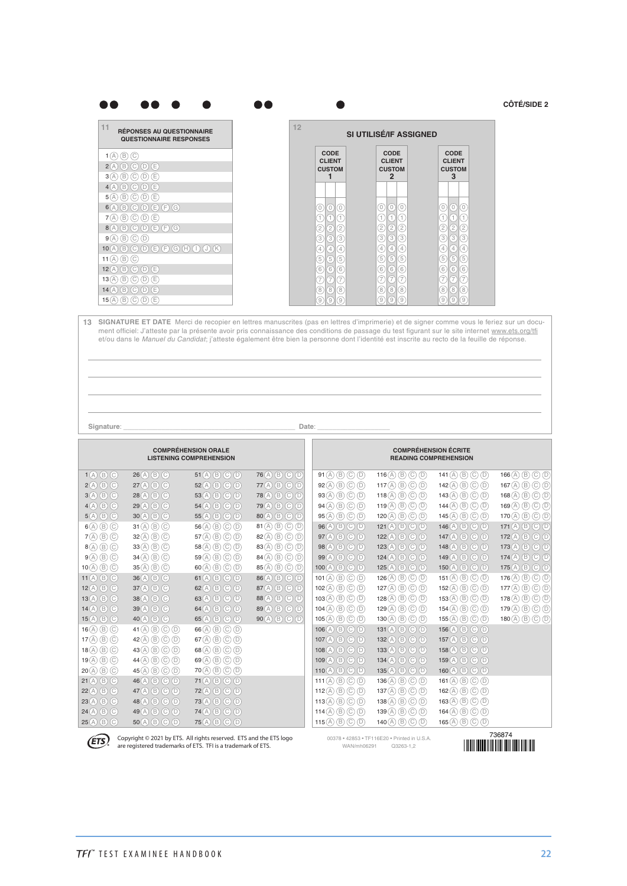CÔTÉ/SIDE 2

## 11 RÉPONSES AU QUESTIONNAIRE / QUESTIONNAIRE RESPONSES

| Question | Options |
| --- | --- |
| 1 | A B C |
| 2 | A B C D E |
| 3 | A B C D E |
| 4 | A B C D E |
| 5 | A B C D E |
| 6 | A B C D E F G |
| 7 | A B C D E |
| 8 | A B C D E F G |
| 9 | A B C D |
| 10 | A B C D E F G H I J K |
| 11 | A B C |
| 12 | A B C D E |
| 13 | A B C D E |
| 14 | A B C D E |
| 15 | A B C D E |

## 12 SI UTILISÉ/IF ASSIGNED

| CODE CLIENT CUSTOM 1 | CODE CLIENT CUSTOM 2 | CODE CLIENT CUSTOM 3 |
| --- | --- | --- |
| 0 1 2 3 4 5 6 7 8 9 (×3) | 0 1 2 3 4 5 6 7 8 9 (×3) | 0 1 2 3 4 5 6 7 8 9 (×3) |

## 13 SIGNATURE ET DATE

Merci de recopier en lettres manuscrites (pas en lettres d'imprimerie) et de signer comme vous le feriez sur un document officiel: J'atteste par la présente avoir pris connaissance des conditions de passage du test figurant sur le site internet www.ets.org/tfi et/ou dans le *Manuel du Candidat*; j'atteste également être bien la personne dont l'identité est inscrite au recto de la feuille de réponse.

Signature: ______________________ Date: ______________

## COMPRÉHENSION ORALE / LISTENING COMPREHENSION

| Questions | Options |
| --- | --- |
| 1–40 | A B C |
| 41–90 | A B C D |

## COMPRÉHENSION ÉCRITE / READING COMPREHENSION

| Questions | Options |
| --- | --- |
| 91–180 | A B C D |

Copyright © 2021 by ETS. All rights reserved. ETS and the ETS logo are registered trademarks of ETS. TFI is a trademark of ETS.

00378 • 42853 • TF116E20 • Printed in U.S.A.
WAN/mh06291 Q3263-1,2

736874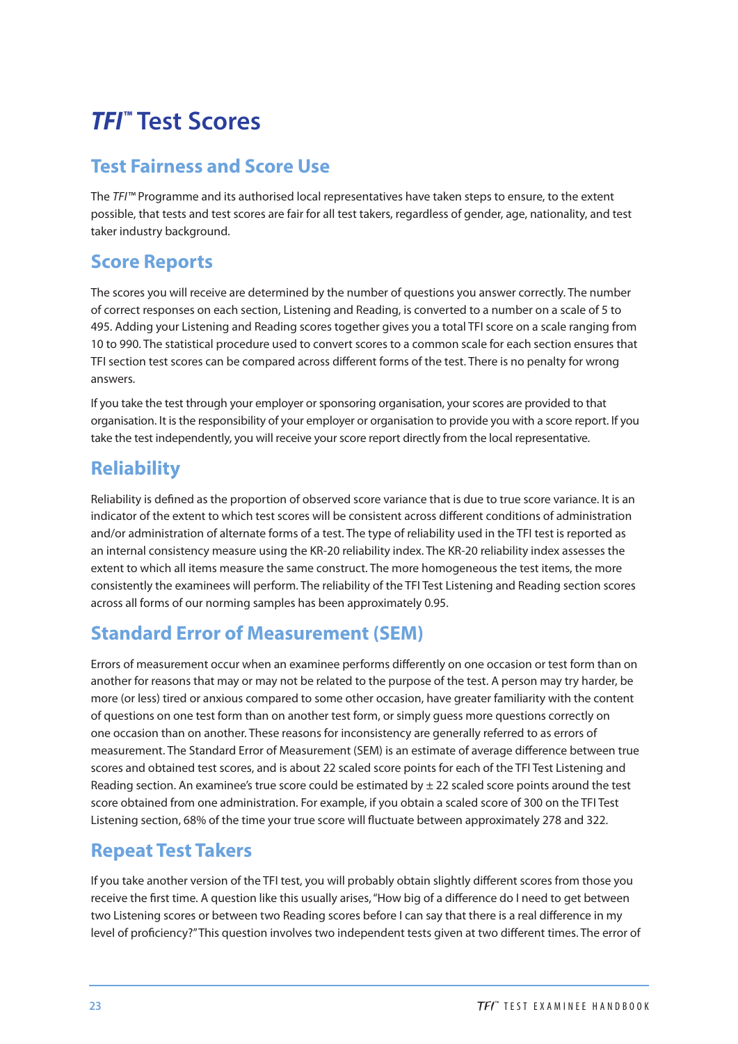# *TFI*™ Test Scores

## Test Fairness and Score Use

The *TFI*™ Programme and its authorised local representatives have taken steps to ensure, to the extent possible, that tests and test scores are fair for all test takers, regardless of gender, age, nationality, and test taker industry background.

## Score Reports

The scores you will receive are determined by the number of questions you answer correctly. The number of correct responses on each section, Listening and Reading, is converted to a number on a scale of 5 to 495. Adding your Listening and Reading scores together gives you a total TFI score on a scale ranging from 10 to 990. The statistical procedure used to convert scores to a common scale for each section ensures that TFI section test scores can be compared across different forms of the test. There is no penalty for wrong answers.

If you take the test through your employer or sponsoring organisation, your scores are provided to that organisation. It is the responsibility of your employer or organisation to provide you with a score report. If you take the test independently, you will receive your score report directly from the local representative.

## Reliability

Reliability is defined as the proportion of observed score variance that is due to true score variance. It is an indicator of the extent to which test scores will be consistent across different conditions of administration and/or administration of alternate forms of a test. The type of reliability used in the TFI test is reported as an internal consistency measure using the KR-20 reliability index. The KR-20 reliability index assesses the extent to which all items measure the same construct. The more homogeneous the test items, the more consistently the examinees will perform. The reliability of the TFI Test Listening and Reading section scores across all forms of our norming samples has been approximately 0.95.

## Standard Error of Measurement (SEM)

Errors of measurement occur when an examinee performs differently on one occasion or test form than on another for reasons that may or may not be related to the purpose of the test. A person may try harder, be more (or less) tired or anxious compared to some other occasion, have greater familiarity with the content of questions on one test form than on another test form, or simply guess more questions correctly on one occasion than on another. These reasons for inconsistency are generally referred to as errors of measurement. The Standard Error of Measurement (SEM) is an estimate of average difference between true scores and obtained test scores, and is about 22 scaled score points for each of the TFI Test Listening and Reading section. An examinee's true score could be estimated by ± 22 scaled score points around the test score obtained from one administration. For example, if you obtain a scaled score of 300 on the TFI Test Listening section, 68% of the time your true score will fluctuate between approximately 278 and 322.

## Repeat Test Takers

If you take another version of the TFI test, you will probably obtain slightly different scores from those you receive the first time. A question like this usually arises, "How big of a difference do I need to get between two Listening scores or between two Reading scores before I can say that there is a real difference in my level of proficiency?" This question involves two independent tests given at two different times. The error of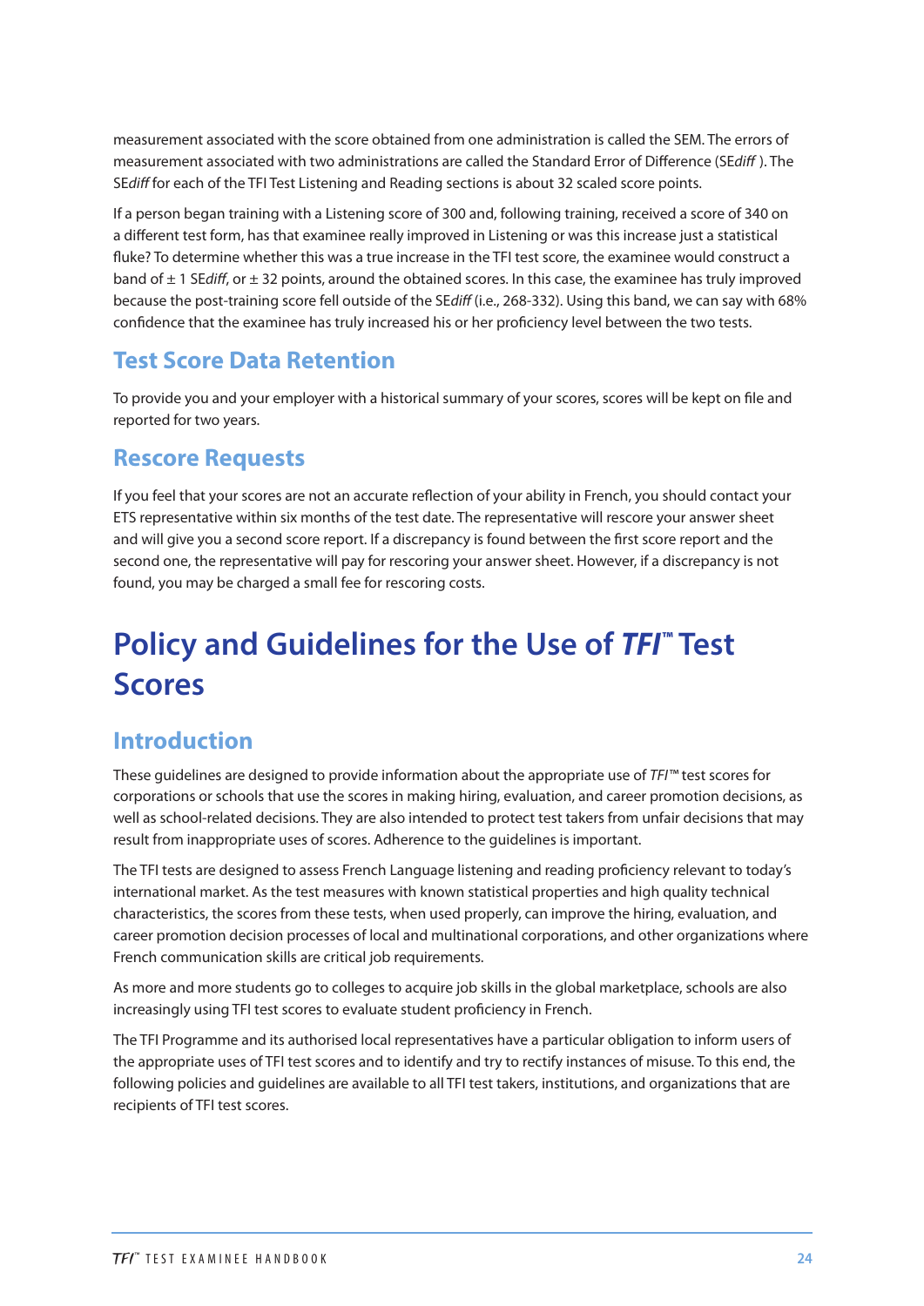measurement associated with the score obtained from one administration is called the SEM. The errors of measurement associated with two administrations are called the Standard Error of Difference (SE*diff* ). The SE*diff* for each of the TFI Test Listening and Reading sections is about 32 scaled score points.

If a person began training with a Listening score of 300 and, following training, received a score of 340 on a different test form, has that examinee really improved in Listening or was this increase just a statistical fluke? To determine whether this was a true increase in the TFI test score, the examinee would construct a band of ± 1 SE*diff*, or ± 32 points, around the obtained scores. In this case, the examinee has truly improved because the post-training score fell outside of the SE*diff* (i.e., 268-332). Using this band, we can say with 68% confidence that the examinee has truly increased his or her proficiency level between the two tests.

## Test Score Data Retention

To provide you and your employer with a historical summary of your scores, scores will be kept on file and reported for two years.

## Rescore Requests

If you feel that your scores are not an accurate reflection of your ability in French, you should contact your ETS representative within six months of the test date. The representative will rescore your answer sheet and will give you a second score report. If a discrepancy is found between the first score report and the second one, the representative will pay for rescoring your answer sheet. However, if a discrepancy is not found, you may be charged a small fee for rescoring costs.

# Policy and Guidelines for the Use of *TFI*™ Test Scores

## Introduction

These guidelines are designed to provide information about the appropriate use of *TFI*™ test scores for corporations or schools that use the scores in making hiring, evaluation, and career promotion decisions, as well as school-related decisions. They are also intended to protect test takers from unfair decisions that may result from inappropriate uses of scores. Adherence to the guidelines is important.

The TFI tests are designed to assess French Language listening and reading proficiency relevant to today's international market. As the test measures with known statistical properties and high quality technical characteristics, the scores from these tests, when used properly, can improve the hiring, evaluation, and career promotion decision processes of local and multinational corporations, and other organizations where French communication skills are critical job requirements.

As more and more students go to colleges to acquire job skills in the global marketplace, schools are also increasingly using TFI test scores to evaluate student proficiency in French.

The TFI Programme and its authorised local representatives have a particular obligation to inform users of the appropriate uses of TFI test scores and to identify and try to rectify instances of misuse. To this end, the following policies and guidelines are available to all TFI test takers, institutions, and organizations that are recipients of TFI test scores.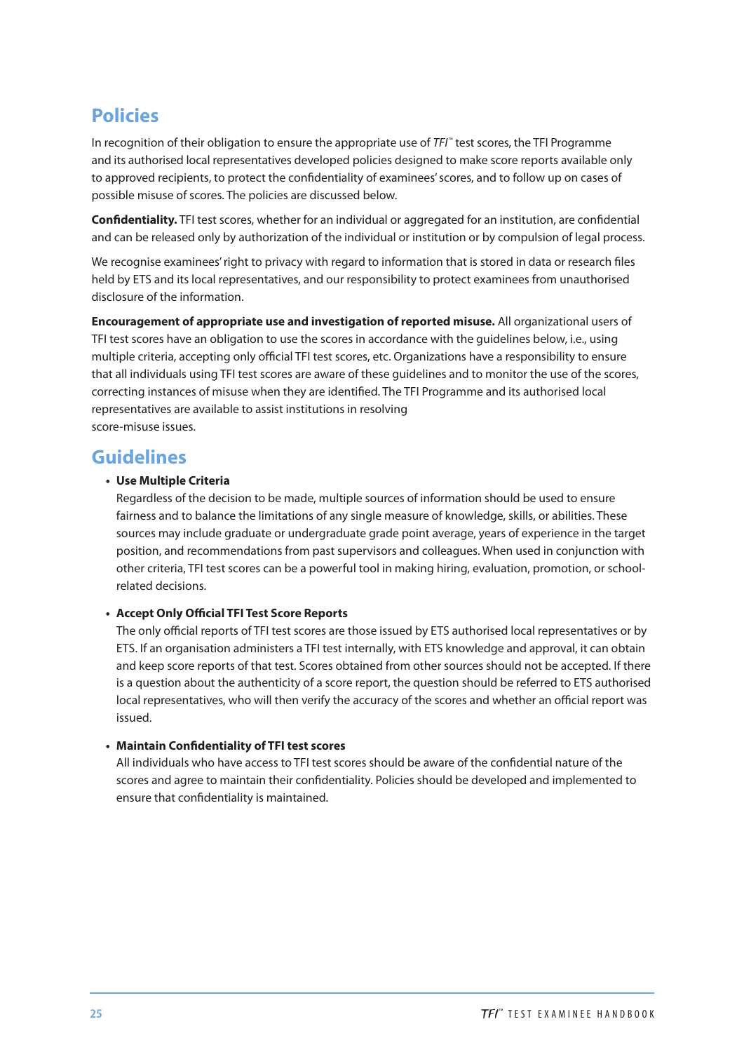## Policies

In recognition of their obligation to ensure the appropriate use of *TFI*™ test scores, the TFI Programme and its authorised local representatives developed policies designed to make score reports available only to approved recipients, to protect the confidentiality of examinees' scores, and to follow up on cases of possible misuse of scores. The policies are discussed below.

**Confidentiality.** TFI test scores, whether for an individual or aggregated for an institution, are confidential and can be released only by authorization of the individual or institution or by compulsion of legal process.

We recognise examinees' right to privacy with regard to information that is stored in data or research files held by ETS and its local representatives, and our responsibility to protect examinees from unauthorised disclosure of the information.

**Encouragement of appropriate use and investigation of reported misuse.** All organizational users of TFI test scores have an obligation to use the scores in accordance with the guidelines below, i.e., using multiple criteria, accepting only official TFI test scores, etc. Organizations have a responsibility to ensure that all individuals using TFI test scores are aware of these guidelines and to monitor the use of the scores, correcting instances of misuse when they are identified. The TFI Programme and its authorised local representatives are available to assist institutions in resolving score-misuse issues.

## Guidelines

- **Use Multiple Criteria**
  Regardless of the decision to be made, multiple sources of information should be used to ensure fairness and to balance the limitations of any single measure of knowledge, skills, or abilities. These sources may include graduate or undergraduate grade point average, years of experience in the target position, and recommendations from past supervisors and colleagues. When used in conjunction with other criteria, TFI test scores can be a powerful tool in making hiring, evaluation, promotion, or school-related decisions.

- **Accept Only Official TFI Test Score Reports**
  The only official reports of TFI test scores are those issued by ETS authorised local representatives or by ETS. If an organisation administers a TFI test internally, with ETS knowledge and approval, it can obtain and keep score reports of that test. Scores obtained from other sources should not be accepted. If there is a question about the authenticity of a score report, the question should be referred to ETS authorised local representatives, who will then verify the accuracy of the scores and whether an official report was issued.

- **Maintain Confidentiality of TFI test scores**
  All individuals who have access to TFI test scores should be aware of the confidential nature of the scores and agree to maintain their confidentiality. Policies should be developed and implemented to ensure that confidentiality is maintained.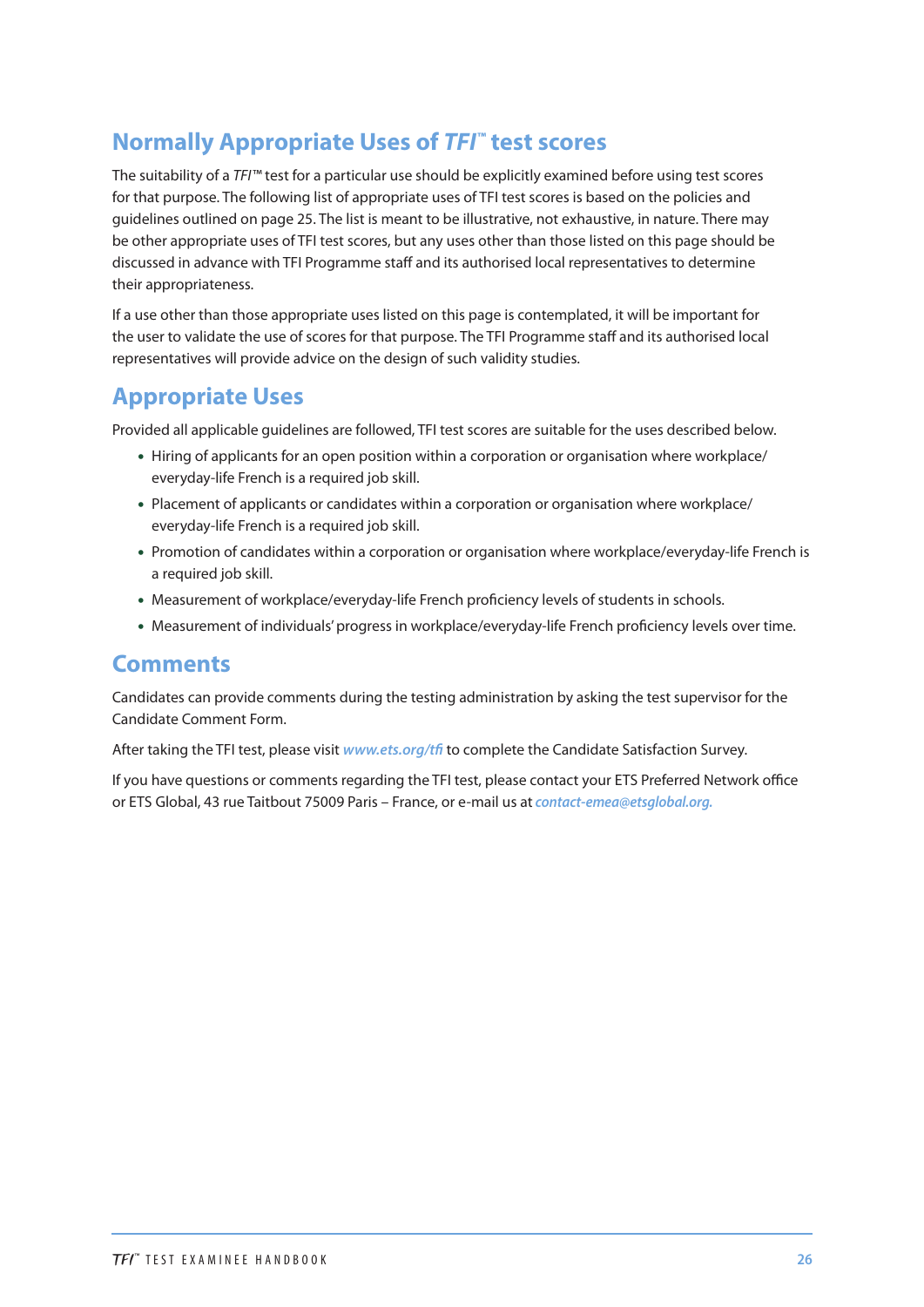## Normally Appropriate Uses of *TFI*™ test scores

The suitability of a *TFI*™ test for a particular use should be explicitly examined before using test scores for that purpose. The following list of appropriate uses of TFI test scores is based on the policies and guidelines outlined on page 25. The list is meant to be illustrative, not exhaustive, in nature. There may be other appropriate uses of TFI test scores, but any uses other than those listed on this page should be discussed in advance with TFI Programme staff and its authorised local representatives to determine their appropriateness.

If a use other than those appropriate uses listed on this page is contemplated, it will be important for the user to validate the use of scores for that purpose. The TFI Programme staff and its authorised local representatives will provide advice on the design of such validity studies.

## Appropriate Uses

Provided all applicable guidelines are followed, TFI test scores are suitable for the uses described below.

- Hiring of applicants for an open position within a corporation or organisation where workplace/everyday-life French is a required job skill.
- Placement of applicants or candidates within a corporation or organisation where workplace/everyday-life French is a required job skill.
- Promotion of candidates within a corporation or organisation where workplace/everyday-life French is a required job skill.
- Measurement of workplace/everyday-life French proficiency levels of students in schools.
- Measurement of individuals' progress in workplace/everyday-life French proficiency levels over time.

## Comments

Candidates can provide comments during the testing administration by asking the test supervisor for the Candidate Comment Form.

After taking the TFI test, please visit *www.ets.org/tfi* to complete the Candidate Satisfaction Survey.

If you have questions or comments regarding the TFI test, please contact your ETS Preferred Network office or ETS Global, 43 rue Taitbout 75009 Paris – France, or e-mail us at *contact-emea@etsglobal.org.*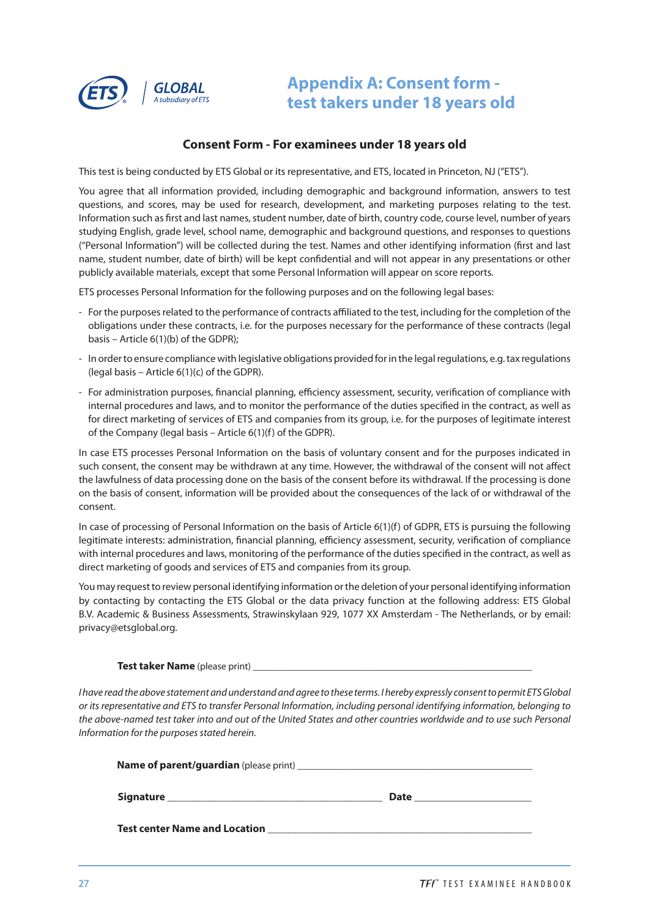# Appendix A: Consent form - test takers under 18 years old

## Consent Form - For examinees under 18 years old

This test is being conducted by ETS Global or its representative, and ETS, located in Princeton, NJ ("ETS").

You agree that all information provided, including demographic and background information, answers to test questions, and scores, may be used for research, development, and marketing purposes relating to the test. Information such as first and last names, student number, date of birth, country code, course level, number of years studying English, grade level, school name, demographic and background questions, and responses to questions ("Personal Information") will be collected during the test. Names and other identifying information (first and last name, student number, date of birth) will be kept confidential and will not appear in any presentations or other publicly available materials, except that some Personal Information will appear on score reports.

ETS processes Personal Information for the following purposes and on the following legal bases:

- For the purposes related to the performance of contracts affiliated to the test, including for the completion of the obligations under these contracts, i.e. for the purposes necessary for the performance of these contracts (legal basis – Article 6(1)(b) of the GDPR);
- In order to ensure compliance with legislative obligations provided for in the legal regulations, e.g. tax regulations (legal basis – Article 6(1)(c) of the GDPR).
- For administration purposes, financial planning, efficiency assessment, security, verification of compliance with internal procedures and laws, and to monitor the performance of the duties specified in the contract, as well as for direct marketing of services of ETS and companies from its group, i.e. for the purposes of legitimate interest of the Company (legal basis – Article 6(1)(f) of the GDPR).

In case ETS processes Personal Information on the basis of voluntary consent and for the purposes indicated in such consent, the consent may be withdrawn at any time. However, the withdrawal of the consent will not affect the lawfulness of data processing done on the basis of the consent before its withdrawal. If the processing is done on the basis of consent, information will be provided about the consequences of the lack of or withdrawal of the consent.

In case of processing of Personal Information on the basis of Article 6(1)(f) of GDPR, ETS is pursuing the following legitimate interests: administration, financial planning, efficiency assessment, security, verification of compliance with internal procedures and laws, monitoring of the performance of the duties specified in the contract, as well as direct marketing of goods and services of ETS and companies from its group.

You may request to review personal identifying information or the deletion of your personal identifying information by contacting by contacting the ETS Global or the data privacy function at the following address: ETS Global B.V. Academic & Business Assessments, Strawinskylaan 929, 1077 XX Amsterdam - The Netherlands, or by email: privacy@etsglobal.org.

**Test taker Name** (please print) ______________________________

*I have read the above statement and understand and agree to these terms. I hereby expressly consent to permit ETS Global or its representative and ETS to transfer Personal Information, including personal identifying information, belonging to the above-named test taker into and out of the United States and other countries worldwide and to use such Personal Information for the purposes stated herein.*

**Name of parent/guardian** (please print) ______________________________

**Signature** ______________________ **Date** ______________

**Test center Name and Location** ______________________________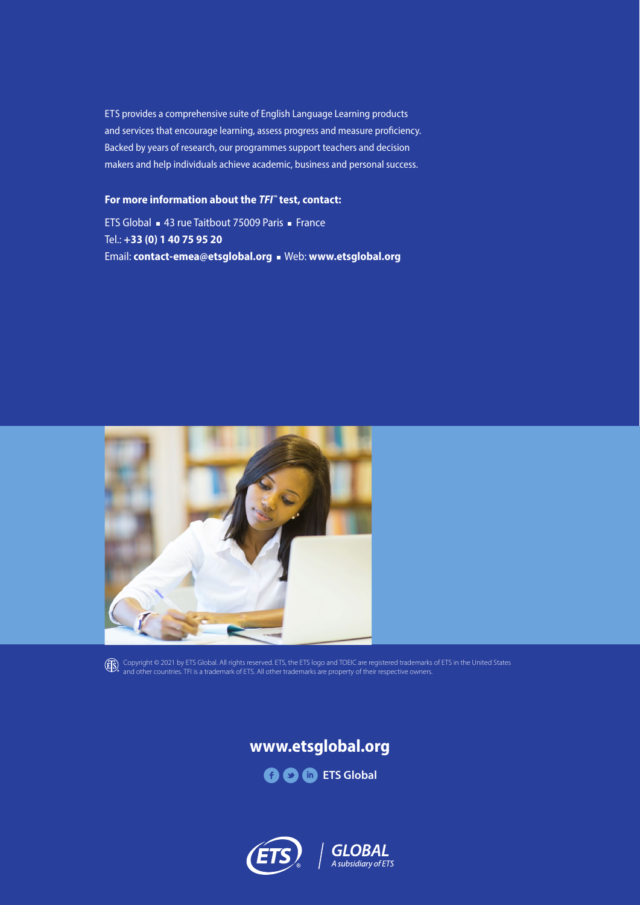ETS provides a comprehensive suite of English Language Learning products and services that encourage learning, assess progress and measure proficiency. Backed by years of research, our programmes support teachers and decision makers and help individuals achieve academic, business and personal success.

**For more information about the *TFI*™ test, contact:**

ETS Global ▪ 43 rue Taitbout 75009 Paris ▪ France
Tel.: **+33 (0) 1 40 75 95 20**
Email: **contact-emea@etsglobal.org** ▪ Web: **www.etsglobal.org**

Copyright © 2021 by ETS Global. All rights reserved. ETS, the ETS logo and TOEIC are registered trademarks of ETS in the United States and other countries. TFI is a trademark of ETS. All other trademarks are property of their respective owners.

**www.etsglobal.org**

**ETS Global**

ETS | GLOBAL
*A subsidiary of ETS*